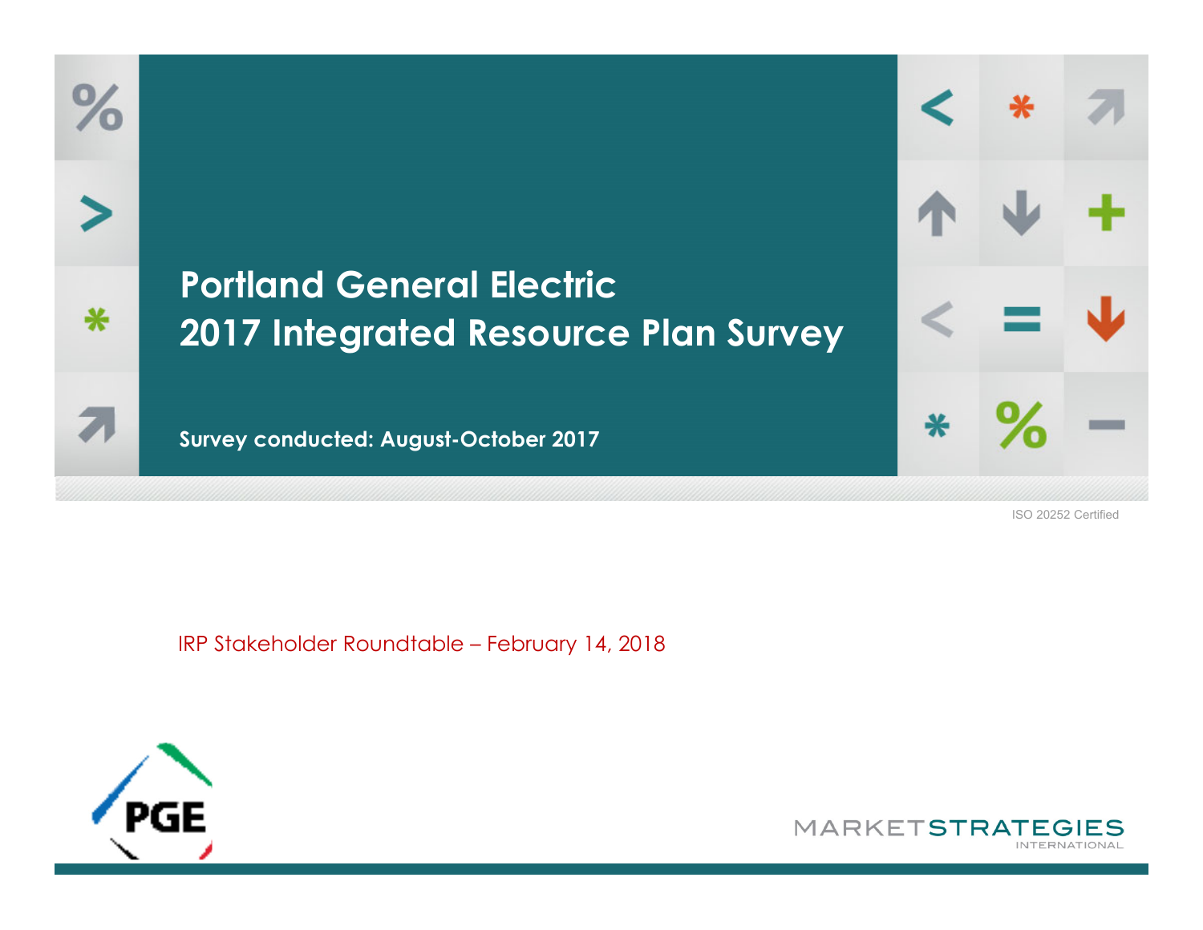# Portland General Electric
# 2017 Integrated Resource Plan Survey

**Survey conducted: August-October 2017**

ISO 20252 Certified

IRP Stakeholder Roundtable – February 14, 2018

PGE

MARKETSTRATEGIES INTERNATIONAL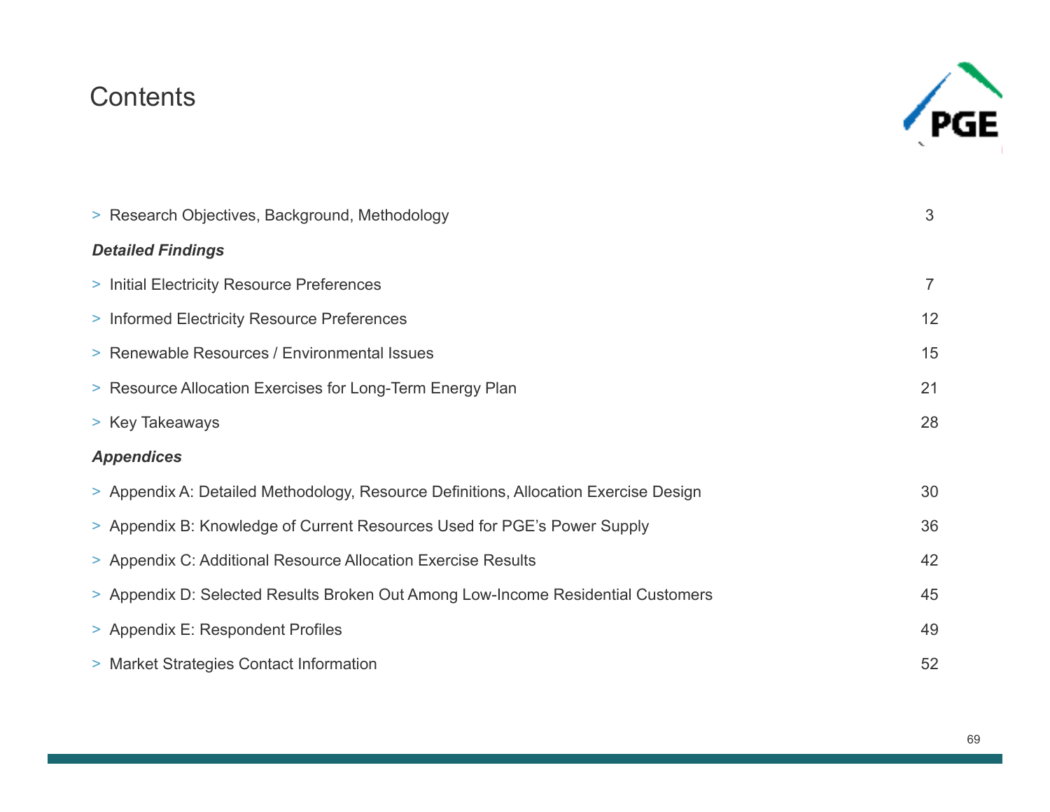# Contents

| | |
|---|---|
| > Research Objectives, Background, Methodology | 3 |
| ***Detailed Findings*** | |
| > Initial Electricity Resource Preferences | 7 |
| > Informed Electricity Resource Preferences | 12 |
| > Renewable Resources / Environmental Issues | 15 |
| > Resource Allocation Exercises for Long-Term Energy Plan | 21 |
| > Key Takeaways | 28 |
| ***Appendices*** | |
| > Appendix A: Detailed Methodology, Resource Definitions, Allocation Exercise Design | 30 |
| > Appendix B: Knowledge of Current Resources Used for PGE's Power Supply | 36 |
| > Appendix C: Additional Resource Allocation Exercise Results | 42 |
| > Appendix D: Selected Results Broken Out Among Low-Income Residential Customers | 45 |
| > Appendix E: Respondent Profiles | 49 |
| > Market Strategies Contact Information | 52 |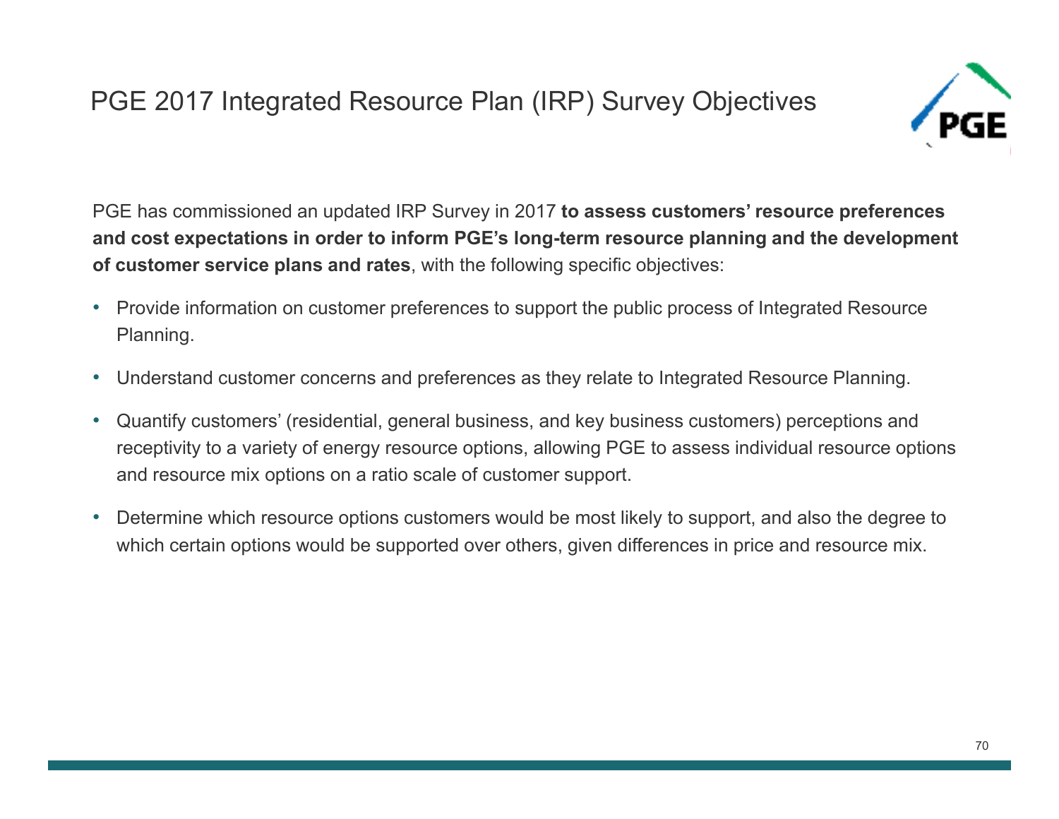# PGE 2017 Integrated Resource Plan (IRP) Survey Objectives

PGE has commissioned an updated IRP Survey in 2017 **to assess customers' resource preferences and cost expectations in order to inform PGE's long-term resource planning and the development of customer service plans and rates**, with the following specific objectives:

- Provide information on customer preferences to support the public process of Integrated Resource Planning.
- Understand customer concerns and preferences as they relate to Integrated Resource Planning.
- Quantify customers' (residential, general business, and key business customers) perceptions and receptivity to a variety of energy resource options, allowing PGE to assess individual resource options and resource mix options on a ratio scale of customer support.
- Determine which resource options customers would be most likely to support, and also the degree to which certain options would be supported over others, given differences in price and resource mix.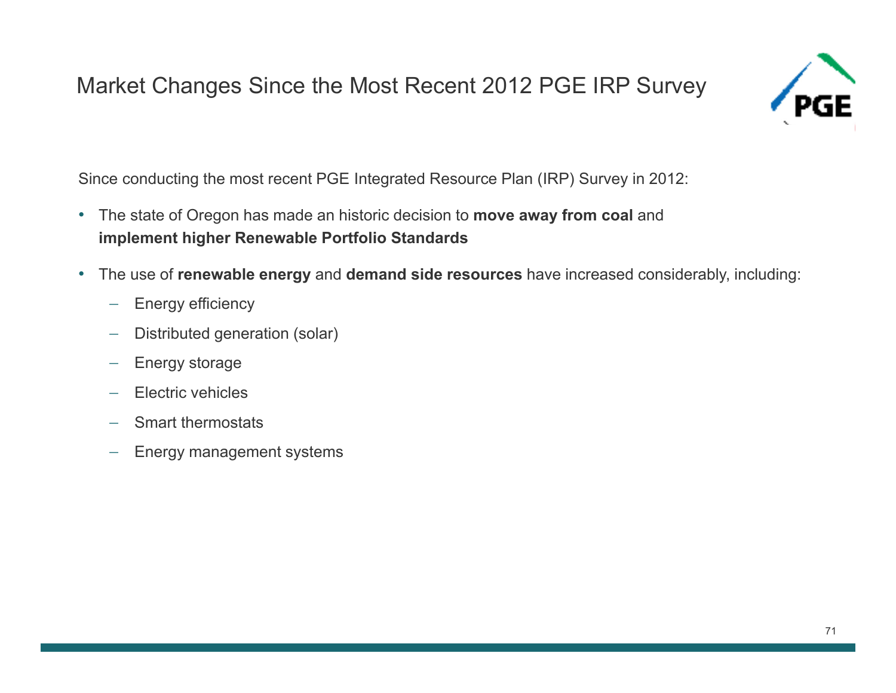# Market Changes Since the Most Recent 2012 PGE IRP Survey

Since conducting the most recent PGE Integrated Resource Plan (IRP) Survey in 2012:

- The state of Oregon has made an historic decision to **move away from coal** and **implement higher Renewable Portfolio Standards**
- The use of **renewable energy** and **demand side resources** have increased considerably, including:
  - Energy efficiency
  - Distributed generation (solar)
  - Energy storage
  - Electric vehicles
  - Smart thermostats
  - Energy management systems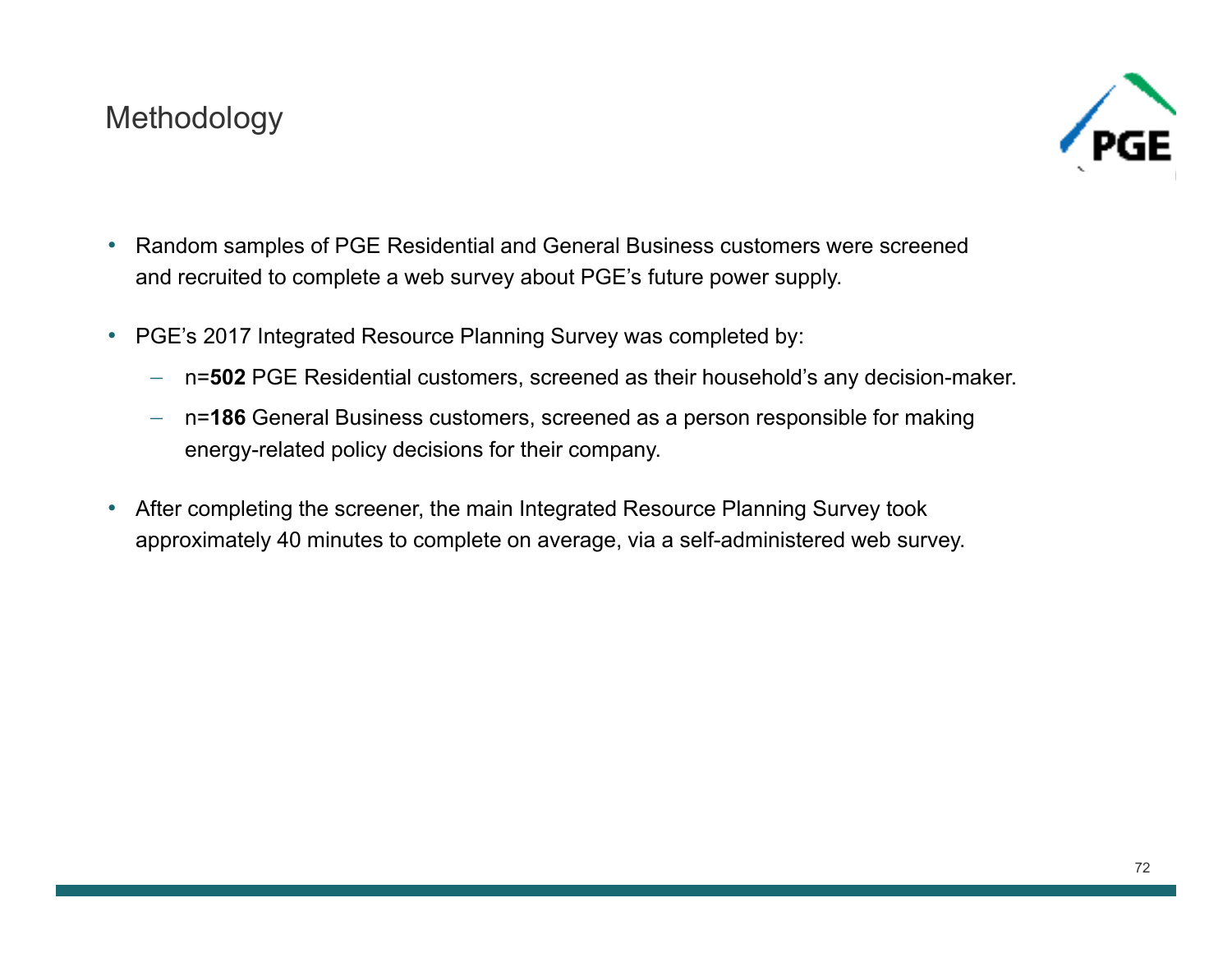# Methodology

- Random samples of PGE Residential and General Business customers were screened and recruited to complete a web survey about PGE's future power supply.
- PGE's 2017 Integrated Resource Planning Survey was completed by:
  - n=**502** PGE Residential customers, screened as their household's any decision-maker.
  - n=**186** General Business customers, screened as a person responsible for making energy-related policy decisions for their company.
- After completing the screener, the main Integrated Resource Planning Survey took approximately 40 minutes to complete on average, via a self-administered web survey.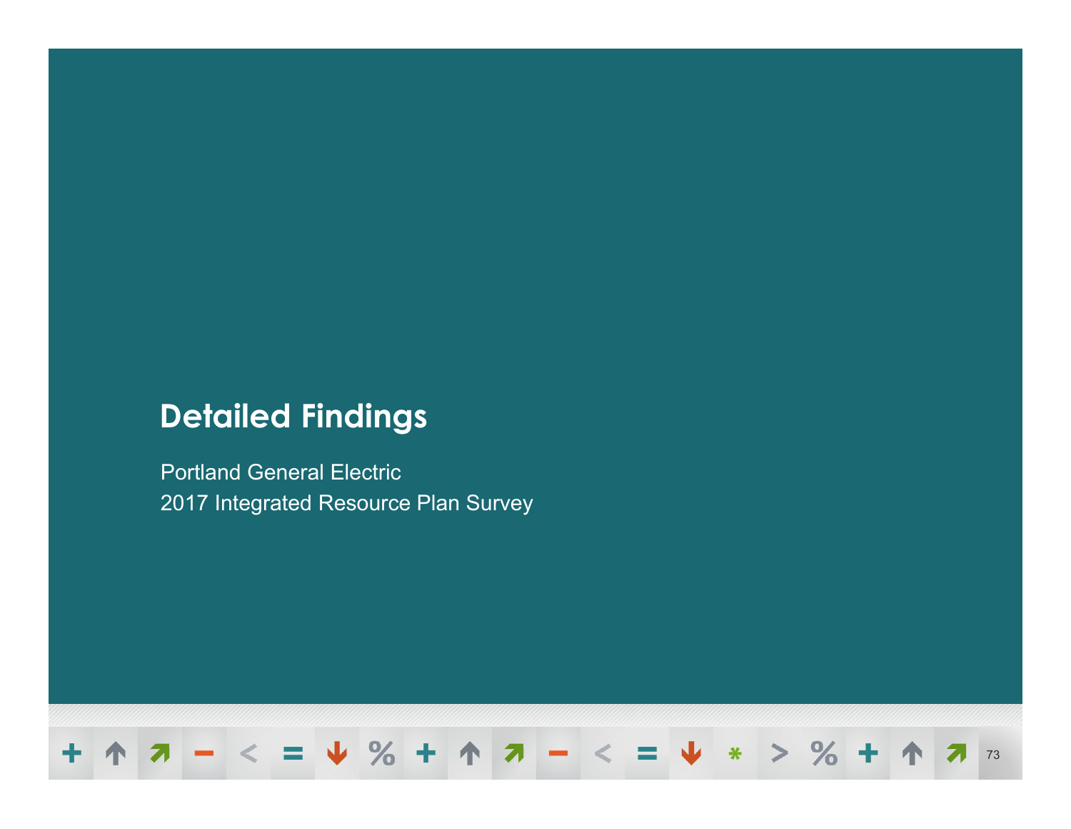# Detailed Findings

Portland General Electric
2017 Integrated Resource Plan Survey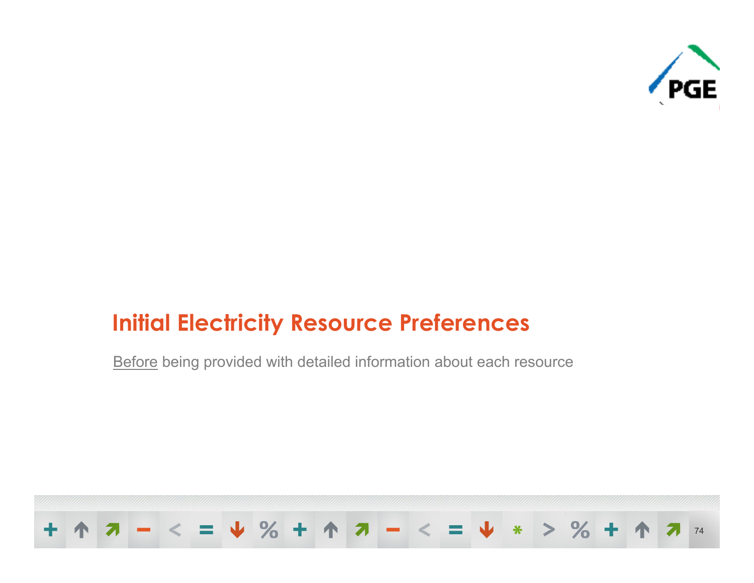# Initial Electricity Resource Preferences

<u>Before</u> being provided with detailed information about each resource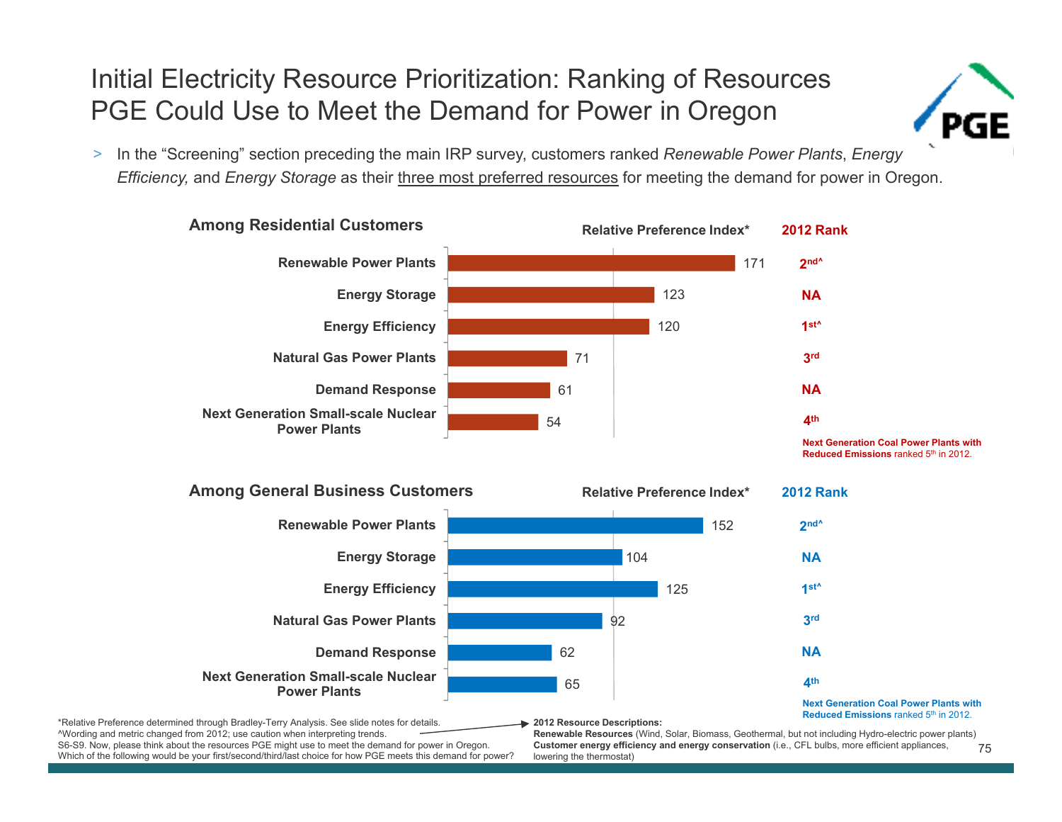# Initial Electricity Resource Prioritization: Ranking of Resources PGE Could Use to Meet the Demand for Power in Oregon

> In the "Screening" section preceding the main IRP survey, customers ranked *Renewable Power Plants*, *Energy Efficiency,* and *Energy Storage* as their <u>three most preferred resources</u> for meeting the demand for power in Oregon.

### Among Residential Customers

| Resource | Relative Preference Index* | 2012 Rank |
|---|---|---|
| Renewable Power Plants | 171 | 2nd^ |
| Energy Storage | 123 | NA |
| Energy Efficiency | 120 | 1st^ |
| Natural Gas Power Plants | 71 | 3rd |
| Demand Response | 61 | NA |
| Next Generation Small-scale Nuclear Power Plants | 54 | 4th |

**Next Generation Coal Power Plants with Reduced Emissions** ranked 5th in 2012.

### Among General Business Customers

| Resource | Relative Preference Index* | 2012 Rank |
|---|---|---|
| Renewable Power Plants | 152 | 2nd^ |
| Energy Storage | 104 | NA |
| Energy Efficiency | 125 | 1st^ |
| Natural Gas Power Plants | 92 | 3rd |
| Demand Response | 62 | NA |
| Next Generation Small-scale Nuclear Power Plants | 65 | 4th |

**Next Generation Coal Power Plants with Reduced Emissions** ranked 5th in 2012.

*Relative Preference determined through Bradley-Terry Analysis. See slide notes for details.
^Wording and metric changed from 2012; use caution when interpreting trends.
S6-S9. Now, please think about the resources PGE might use to meet the demand for power in Oregon. Which of the following would be your first/second/third/last choice for how PGE meets this demand for power?

**2012 Resource Descriptions:**
**Renewable Resources** (Wind, Solar, Biomass, Geothermal, but not including Hydro-electric power plants)
**Customer energy efficiency and energy conservation** (i.e., CFL bulbs, more efficient appliances, lowering the thermostat)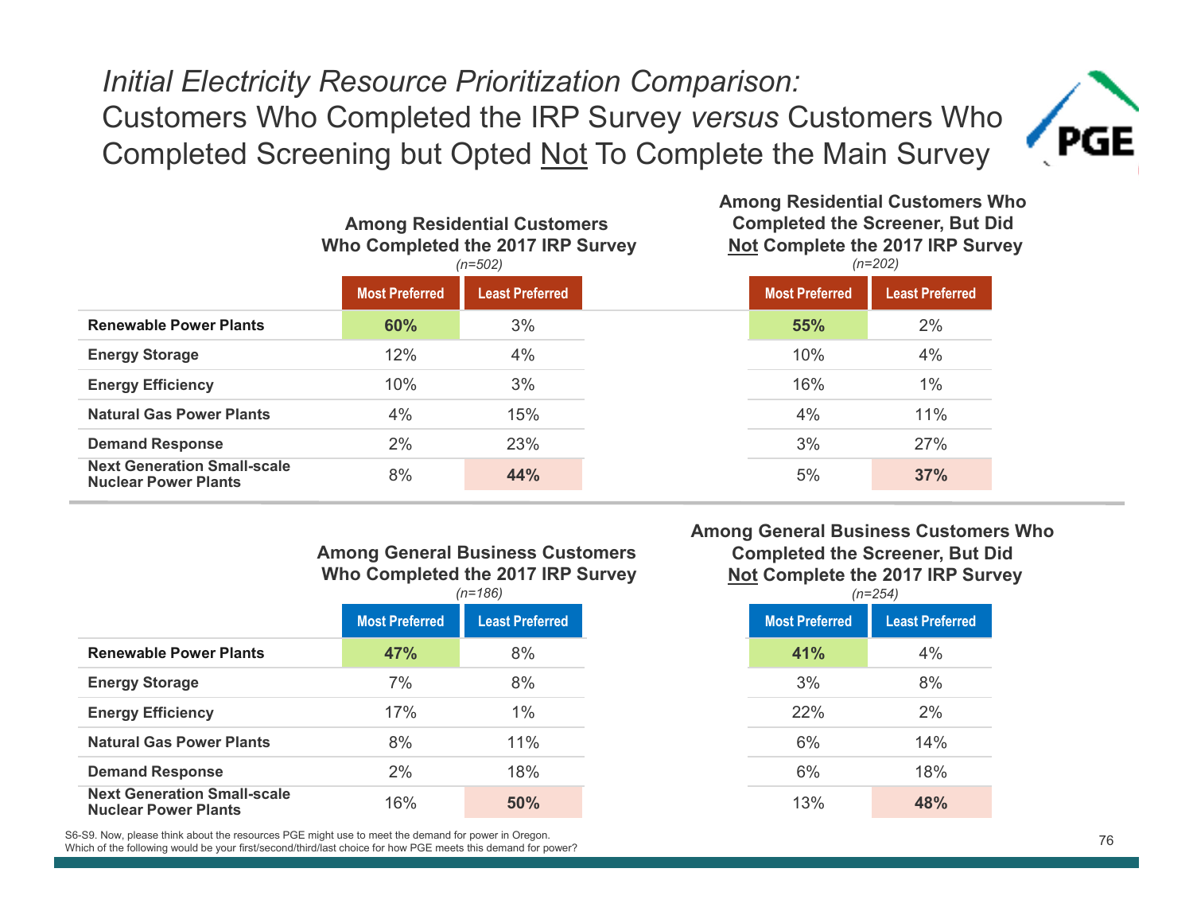# *Initial Electricity Resource Prioritization Comparison:* Customers Who Completed the IRP Survey *versus* Customers Who Completed Screening but Opted Not To Complete the Main Survey

| | Among Residential Customers Who Completed the 2017 IRP Survey (n=502) | | Among Residential Customers Who Completed the Screener, But Did Not Complete the 2017 IRP Survey (n=202) | |
|---|---|---|---|---|
| | Most Preferred | Least Preferred | Most Preferred | Least Preferred |
| **Renewable Power Plants** | **60%** | 3% | **55%** | 2% |
| **Energy Storage** | 12% | 4% | 10% | 4% |
| **Energy Efficiency** | 10% | 3% | 16% | 1% |
| **Natural Gas Power Plants** | 4% | 15% | 4% | 11% |
| **Demand Response** | 2% | 23% | 3% | 27% |
| **Next Generation Small-scale Nuclear Power Plants** | 8% | **44%** | 5% | **37%** |

| | Among General Business Customers Who Completed the 2017 IRP Survey (n=186) | | Among General Business Customers Who Completed the Screener, But Did Not Complete the 2017 IRP Survey (n=254) | |
|---|---|---|---|---|
| | Most Preferred | Least Preferred | Most Preferred | Least Preferred |
| **Renewable Power Plants** | **47%** | 8% | **41%** | 4% |
| **Energy Storage** | 7% | 8% | 3% | 8% |
| **Energy Efficiency** | 17% | 1% | 22% | 2% |
| **Natural Gas Power Plants** | 8% | 11% | 6% | 14% |
| **Demand Response** | 2% | 18% | 6% | 18% |
| **Next Generation Small-scale Nuclear Power Plants** | 16% | **50%** | 13% | **48%** |

S6-S9. Now, please think about the resources PGE might use to meet the demand for power in Oregon. Which of the following would be your first/second/third/last choice for how PGE meets this demand for power?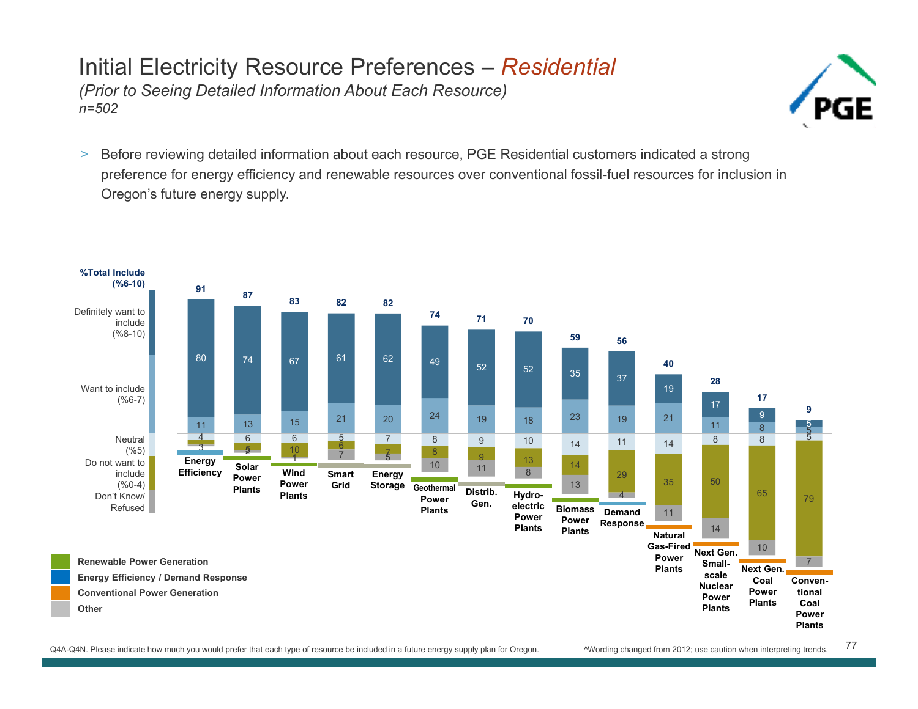# Initial Electricity Resource Preferences – *Residential*

*(Prior to Seeing Detailed Information About Each Resource)*
*n=502*

> Before reviewing detailed information about each resource, PGE Residential customers indicated a strong preference for energy efficiency and renewable resources over conventional fossil-fuel resources for inclusion in Oregon's future energy supply.

| Resource | Category | %Total Include (%6-10) | Definitely want to include (%8-10) | Want to include (%6-7) | Neutral (%5) | Do not want to include (%0-4) | Don't Know/ Refused |
|---|---|---|---|---|---|---|---|
| Energy Efficiency | Energy Efficiency / Demand Response | 91 | 80 | 11 | 4 | 3 | |
| Solar Power Plants | Renewable Power Generation | 87 | 74 | 13 | 6 | 5 | 2 |
| Wind Power Plants | Renewable Power Generation | 83 | 67 | 15 | 6 | 10 | 1 |
| Smart Grid | Other | 82 | 61 | 21 | 5 | 6 | 7 |
| Energy Storage | Other | 82 | 62 | 20 | 7 | 7 | 5 |
| Geothermal Power Plants | Renewable Power Generation | 74 | 49 | 24 | 8 | 8 | 10 |
| Distrib. Gen. | Other | 71 | 52 | 19 | 9 | 9 | 11 |
| Hydro-electric Power Plants | Renewable Power Generation | 70 | 52 | 18 | 10 | 13 | 8 |
| Biomass Power Plants | Renewable Power Generation | 59 | 35 | 23 | 14 | 14 | 13 |
| Demand Response | Energy Efficiency / Demand Response | 56 | 37 | 19 | 11 | 29 | 4 |
| Natural Gas-Fired Power Plants | Conventional Power Generation | 40 | 19 | 21 | 14 | 35 | 11 |
| Next Gen. Small-scale Nuclear Power Plants | Conventional Power Generation | 28 | 17 | 11 | 8 | 50 | 14 |
| Next Gen. Coal Power Plants | Conventional Power Generation | 17 | 9 | 8 | 8 | 65 | 10 |
| Conven-tional Coal Power Plants | Conventional Power Generation | 9 | 5 | 5 | 5 | 79 | 7 |

Q4A-Q4N. Please indicate how much you would prefer that each type of resource be included in a future energy supply plan for Oregon.

^Wording changed from 2012; use caution when interpreting trends.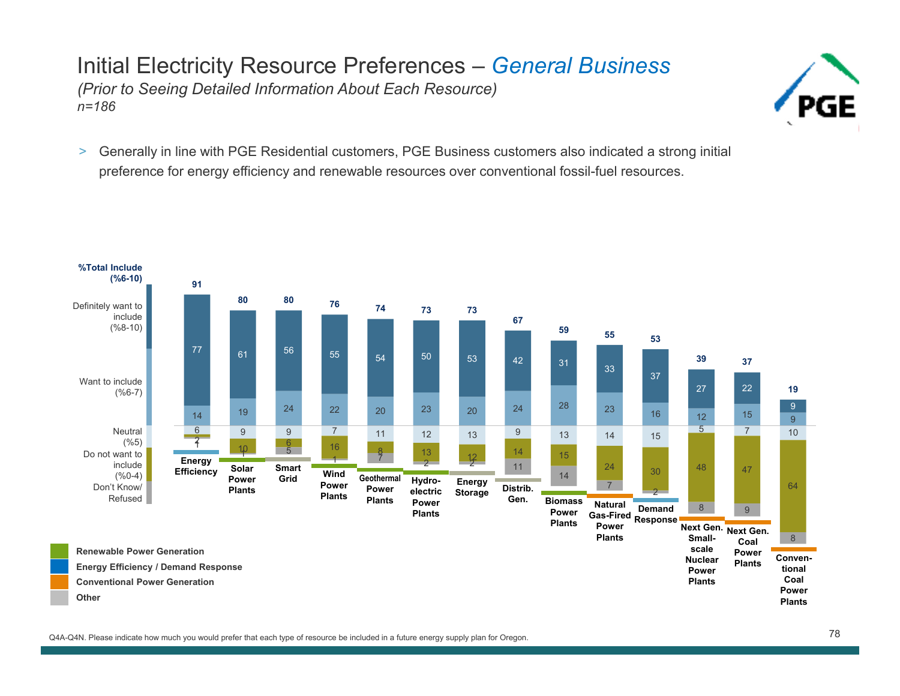# Initial Electricity Resource Preferences – *General Business*

*(Prior to Seeing Detailed Information About Each Resource)*
*n=186*

> Generally in line with PGE Residential customers, PGE Business customers also indicated a strong initial preference for energy efficiency and renewable resources over conventional fossil-fuel resources.

| Resource | %Total Include (%6-10) | Definitely want to include (%8-10) | Want to include (%6-7) | Neutral (%5) | Do not want to include (%0-4) | Don't Know/ Refused |
|---|---|---|---|---|---|---|
| Energy Efficiency | 91 | 77 | 14 | 6 | 2 | 1 |
| Solar Power Plants | 80 | 61 | 19 | 9 | 10 | 1 |
| Smart Grid | 80 | 56 | 24 | 9 | 6 | 5 |
| Wind Power Plants | 76 | 55 | 22 | 7 | 16 | 1 |
| Geothermal Power Plants | 74 | 54 | 20 | 11 | 8 | 7 |
| Hydro-electric Power Plants | 73 | 50 | 23 | 12 | 13 | 2 |
| Energy Storage | 73 | 53 | 20 | 13 | 12 | 2 |
| Distrib. Gen. | 67 | 42 | 24 | 9 | 14 | 11 |
| Biomass Power Plants | 59 | 31 | 28 | 13 | 15 | 14 |
| Natural Gas-Fired Power Plants | 55 | 33 | 23 | 14 | 24 | 7 |
| Demand Response | 53 | 37 | 16 | 15 | 30 | 2 |
| Next Gen. Small-scale Nuclear Power Plants | 39 | 27 | 12 | 5 | 48 | 8 |
| Next Gen. Coal Power Plants | 37 | 22 | 15 | 7 | 47 | 9 |
| Conven-tional Coal Power Plants | 19 | 9 | 9 | 10 | 64 | 8 |

Legend: Renewable Power Generation; Energy Efficiency / Demand Response; Conventional Power Generation; Other

Q4A-Q4N. Please indicate how much you would prefer that each type of resource be included in a future energy supply plan for Oregon.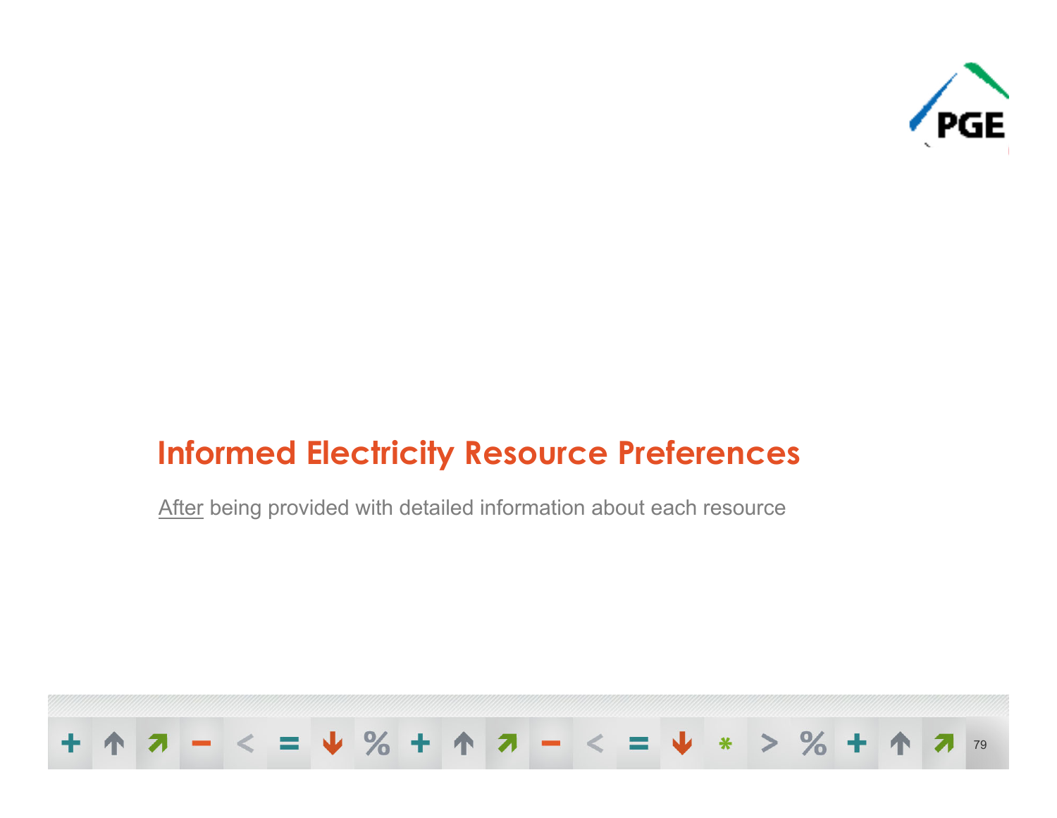# Informed Electricity Resource Preferences

<u>After</u> being provided with detailed information about each resource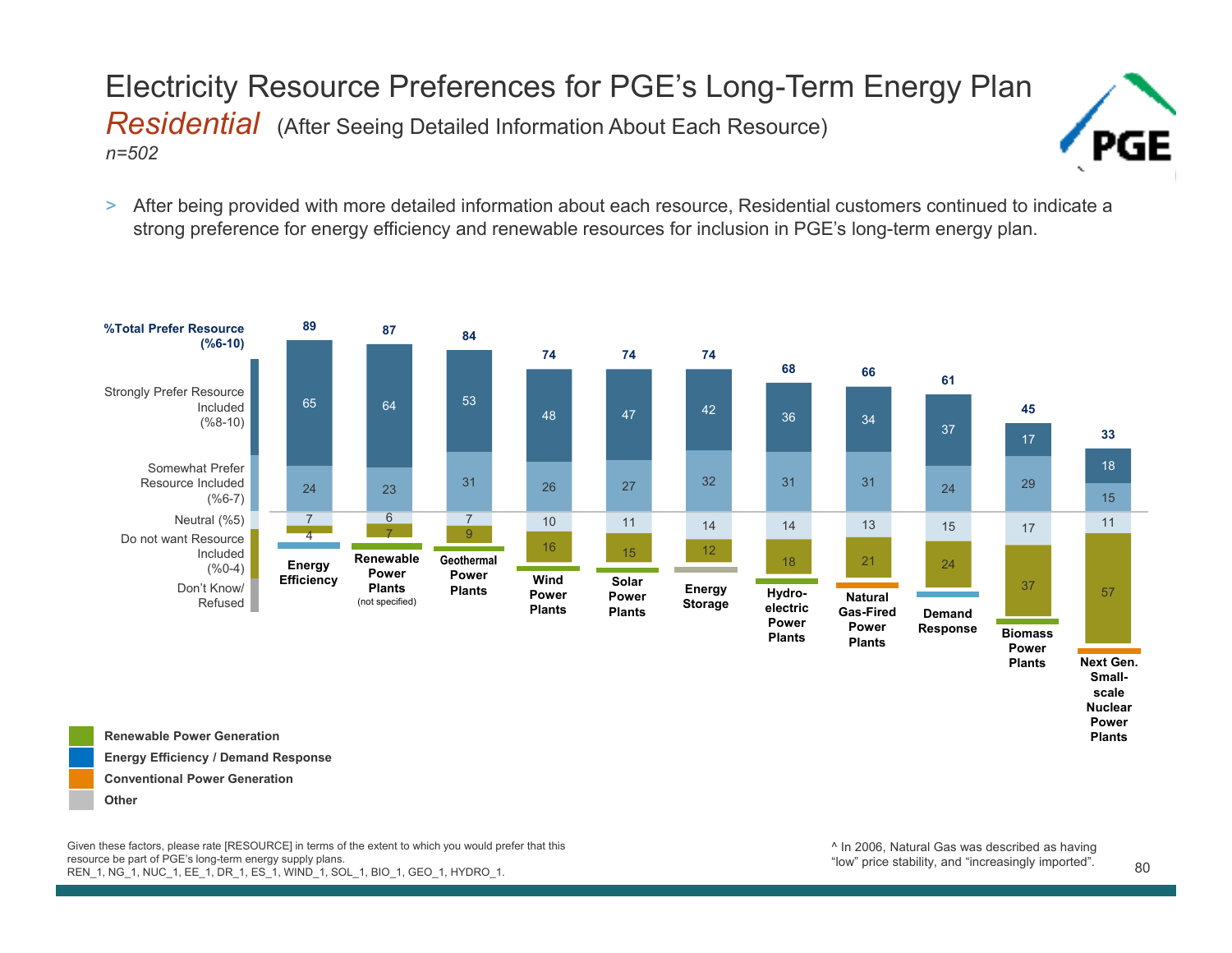# Electricity Resource Preferences for PGE's Long-Term Energy Plan

## *Residential* (After Seeing Detailed Information About Each Resource)

*n=502*

> After being provided with more detailed information about each resource, Residential customers continued to indicate a strong preference for energy efficiency and renewable resources for inclusion in PGE's long-term energy plan.

| Resource | Category | %Total Prefer Resource (%6-10) | Strongly Prefer Resource Included (%8-10) | Somewhat Prefer Resource Included (%6-7) | Neutral (%5) | Do not want Resource Included (%0-4) |
|---|---|---|---|---|---|---|
| Energy Efficiency | Energy Efficiency / Demand Response | 89 | 65 | 24 | 7 | 4 |
| Renewable Power Plants (not specified) | Renewable Power Generation | 87 | 64 | 23 | 6 | 7 |
| Geothermal Power Plants | Renewable Power Generation | 84 | 53 | 31 | 7 | 9 |
| Wind Power Plants | Renewable Power Generation | 74 | 48 | 26 | 10 | 16 |
| Solar Power Plants | Renewable Power Generation | 74 | 47 | 27 | 11 | 15 |
| Energy Storage | Other | 74 | 42 | 32 | 14 | 12 |
| Hydro-electric Power Plants | Renewable Power Generation | 68 | 36 | 31 | 14 | 18 |
| Natural Gas-Fired Power Plants | Conventional Power Generation | 66 | 34 | 31 | 13 | 21 |
| Demand Response | Energy Efficiency / Demand Response | 61 | 37 | 24 | 15 | 24 |
| Biomass Power Plants | Renewable Power Generation | 45 | 17 | 29 | 17 | 37 |
| Next Gen. Small-scale Nuclear Power Plants | Conventional Power Generation | 33 | 18 | 15 | 11 | 57 |

Legend: Renewable Power Generation; Energy Efficiency / Demand Response; Conventional Power Generation; Other. Don't Know/ Refused.

Given these factors, please rate [RESOURCE] in terms of the extent to which you would prefer that this resource be part of PGE's long-term energy supply plans.
REN_1, NG_1, NUC_1, EE_1, DR_1, ES_1, WIND_1, SOL_1, BIO_1, GEO_1, HYDRO_1.

^ In 2006, Natural Gas was described as having "low" price stability, and "increasingly imported".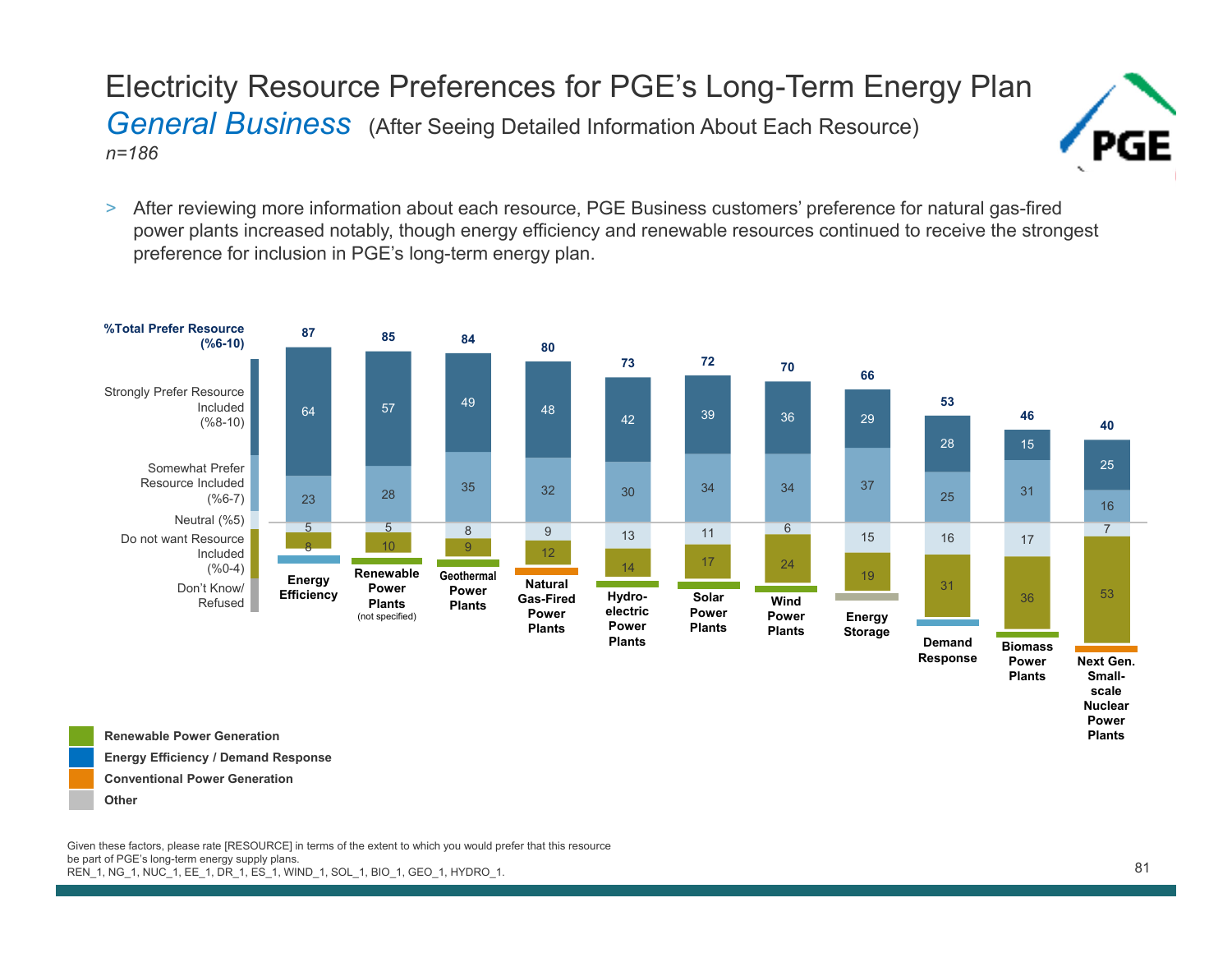# Electricity Resource Preferences for PGE's Long-Term Energy Plan

## *General Business* (After Seeing Detailed Information About Each Resource)

*n=186*

> After reviewing more information about each resource, PGE Business customers' preference for natural gas-fired power plants increased notably, though energy efficiency and renewable resources continued to receive the strongest preference for inclusion in PGE's long-term energy plan.

| Resource | %Total Prefer Resource (%6-10) | Strongly Prefer Resource Included (%8-10) | Somewhat Prefer Resource Included (%6-7) | Neutral (%5) | Do not want Resource Included (%0-4) |
|---|---|---|---|---|---|
| Energy Efficiency | 87 | 64 | 23 | 5 | 8 |
| Renewable Power Plants (not specified) | 85 | 57 | 28 | 5 | 10 |
| Geothermal Power Plants | 84 | 49 | 35 | 8 | 9 |
| Natural Gas-Fired Power Plants | 80 | 48 | 32 | 9 | 12 |
| Hydro-electric Power Plants | 73 | 42 | 30 | 13 | 14 |
| Solar Power Plants | 72 | 39 | 34 | 11 | 17 |
| Wind Power Plants | 70 | 36 | 34 | 6 | 24 |
| Energy Storage | 66 | 29 | 37 | 15 | 19 |
| Demand Response | 53 | 28 | 25 | 16 | 31 |
| Biomass Power Plants | 46 | 15 | 31 | 17 | 36 |
| Next Gen. Small-scale Nuclear Power Plants | 40 | 25 | 16 | 7 | 53 |

Legend: Don't Know/ Refused

- Renewable Power Generation
- Energy Efficiency / Demand Response
- Conventional Power Generation
- Other

Given these factors, please rate [RESOURCE] in terms of the extent to which you would prefer that this resource be part of PGE's long-term energy supply plans.
REN_1, NG_1, NUC_1, EE_1, DR_1, ES_1, WIND_1, SOL_1, BIO_1, GEO_1, HYDRO_1.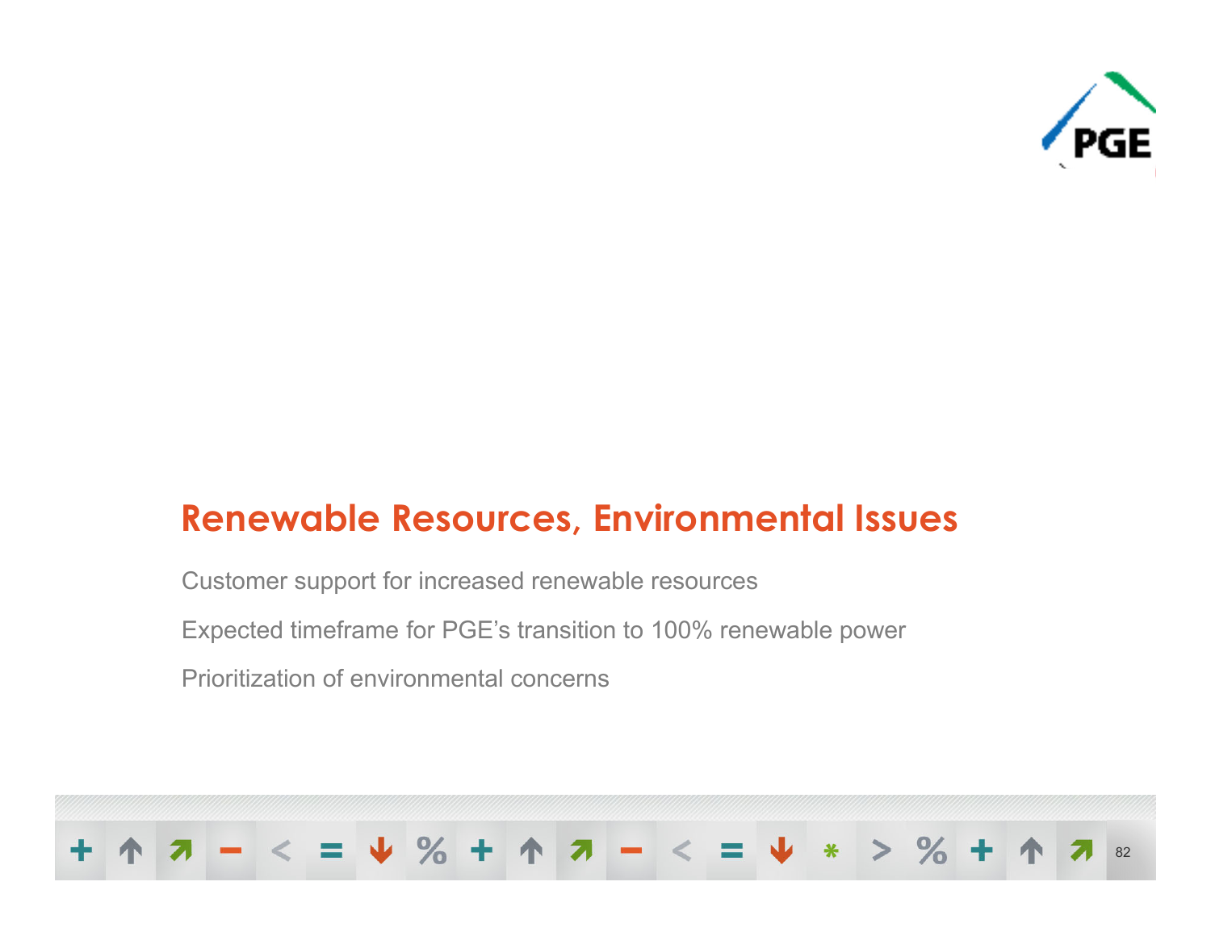# Renewable Resources, Environmental Issues

Customer support for increased renewable resources

Expected timeframe for PGE's transition to 100% renewable power

Prioritization of environmental concerns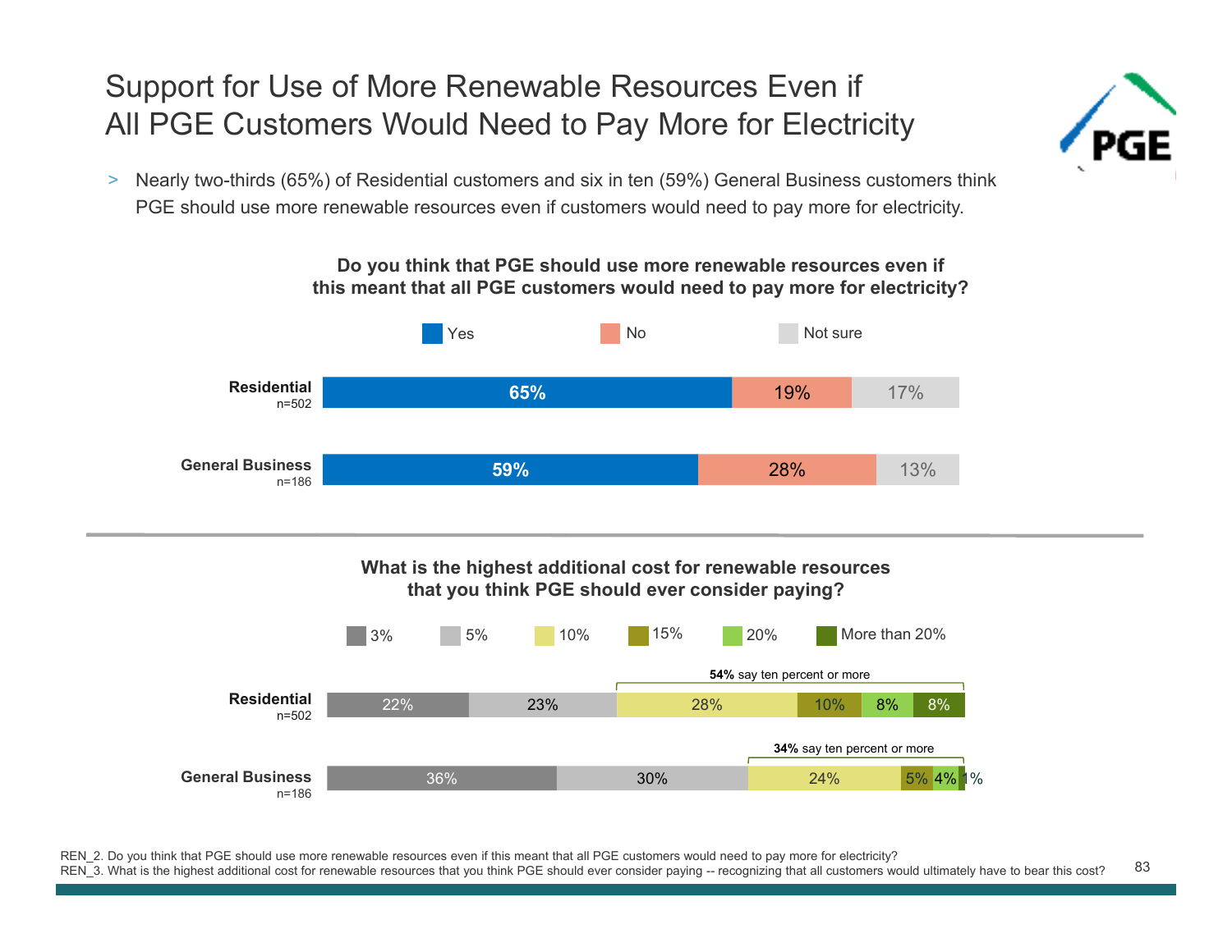# Support for Use of More Renewable Resources Even if All PGE Customers Would Need to Pay More for Electricity

> Nearly two-thirds (65%) of Residential customers and six in ten (59%) General Business customers think PGE should use more renewable resources even if customers would need to pay more for electricity.

**Do you think that PGE should use more renewable resources even if this meant that all PGE customers would need to pay more for electricity?**

| | Yes | No | Not sure |
|---|---|---|---|
| Residential (n=502) | 65% | 19% | 17% |
| General Business (n=186) | 59% | 28% | 13% |

**What is the highest additional cost for renewable resources that you think PGE should ever consider paying?**

| | 3% | 5% | 10% | 15% | 20% | More than 20% |
|---|---|---|---|---|---|---|
| Residential (n=502) | 22% | 23% | 28% | 10% | 8% | 8% |
| General Business (n=186) | 36% | 30% | 24% | 5% | 4% | 1% |

Residential: **54%** say ten percent or more

General Business: **34%** say ten percent or more

REN_2. Do you think that PGE should use more renewable resources even if this meant that all PGE customers would need to pay more for electricity?
REN_3. What is the highest additional cost for renewable resources that you think PGE should ever consider paying -- recognizing that all customers would ultimately have to bear this cost?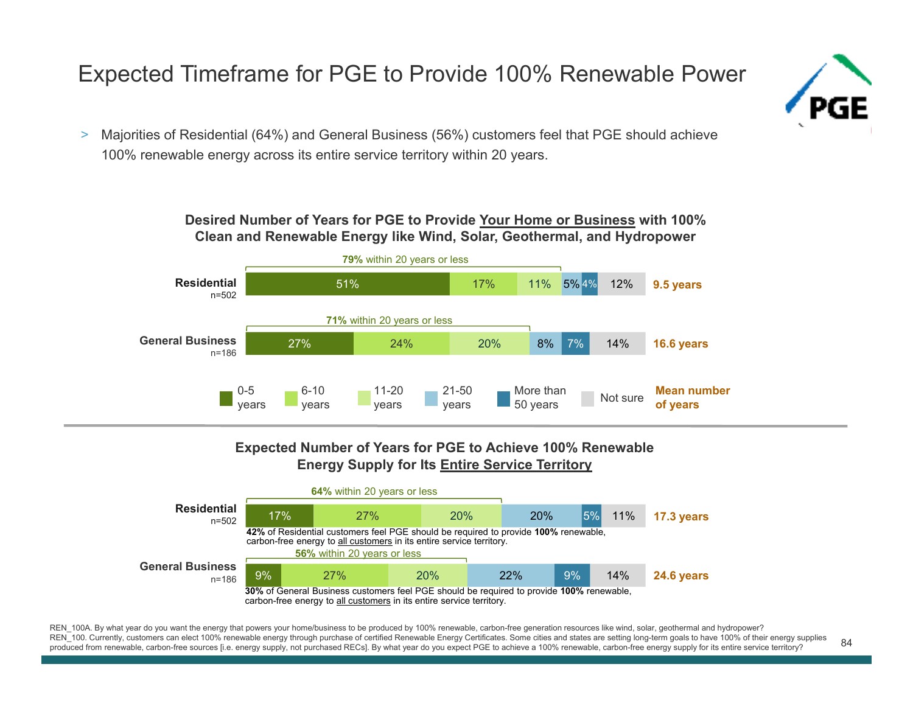# Expected Timeframe for PGE to Provide 100% Renewable Power

- Majorities of Residential (64%) and General Business (56%) customers feel that PGE should achieve 100% renewable energy across its entire service territory within 20 years.

### Desired Number of Years for PGE to Provide Your Home or Business with 100% Clean and Renewable Energy like Wind, Solar, Geothermal, and Hydropower

| | 0-5 years | 6-10 years | 11-20 years | 21-50 years | More than 50 years | Not sure | Mean number of years |
|---|---|---|---|---|---|---|---|
| Residential (n=502) | 51% | 17% | 11% | 5% | 4% | 12% | 9.5 years |
| General Business (n=186) | 27% | 24% | 20% | 8% | 7% | 14% | 16.6 years |

Residential: **79%** within 20 years or less

General Business: **71%** within 20 years or less

### Expected Number of Years for PGE to Achieve 100% Renewable Energy Supply for Its Entire Service Territory

| | 0-5 years | 6-10 years | 11-20 years | 21-50 years | More than 50 years | Not sure | Mean number of years |
|---|---|---|---|---|---|---|---|
| Residential (n=502) | 17% | 27% | 20% | 20% | 5% | 11% | 17.3 years |
| General Business (n=186) | 9% | 27% | 20% | 22% | 9% | 14% | 24.6 years |

Residential: **64%** within 20 years or less

**42%** of Residential customers feel PGE should be required to provide **100%** renewable, carbon-free energy to all customers in its entire service territory.

General Business: **56%** within 20 years or less

**30%** of General Business customers feel PGE should be required to provide **100%** renewable, carbon-free energy to all customers in its entire service territory.

REN_100A. By what year do you want the energy that powers your home/business to be produced by 100% renewable, carbon-free generation resources like wind, solar, geothermal and hydropower?
REN_100. Currently, customers can elect 100% renewable energy through purchase of certified Renewable Energy Certificates. Some cities and states are setting long-term goals to have 100% of their energy supplies produced from renewable, carbon-free sources [i.e. energy supply, not purchased RECs]. By what year do you expect PGE to achieve a 100% renewable, carbon-free energy supply for its entire service territory?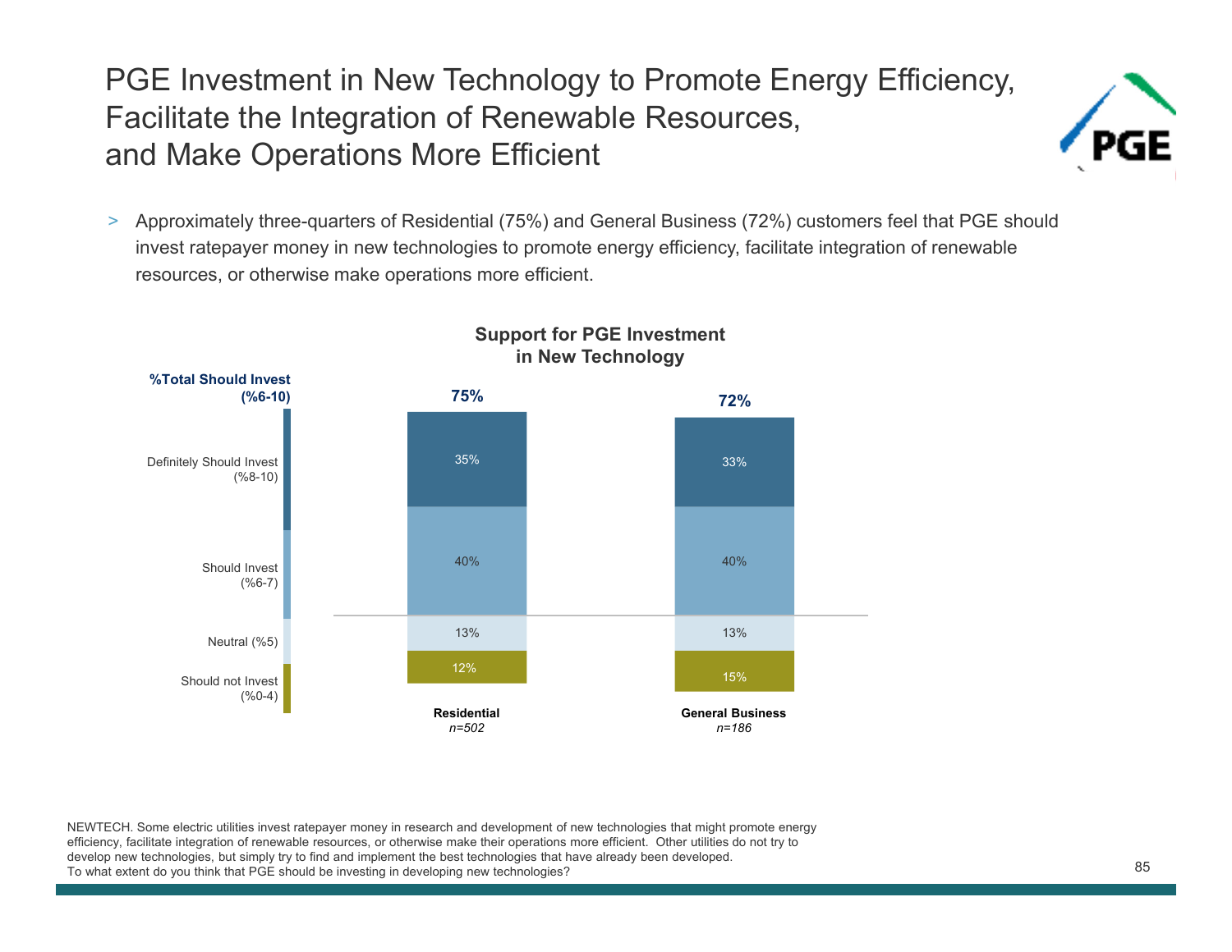# PGE Investment in New Technology to Promote Energy Efficiency, Facilitate the Integration of Renewable Resources, and Make Operations More Efficient

> Approximately three-quarters of Residential (75%) and General Business (72%) customers feel that PGE should invest ratepayer money in new technologies to promote energy efficiency, facilitate integration of renewable resources, or otherwise make operations more efficient.

**Support for PGE Investment in New Technology**

| | Residential (n=502) | General Business (n=186) |
|---|---|---|
| **%Total Should Invest (%6-10)** | **75%** | **72%** |
| Definitely Should Invest (%8-10) | 35% | 33% |
| Should Invest (%6-7) | 40% | 40% |
| Neutral (%5) | 13% | 13% |
| Should not Invest (%0-4) | 12% | 15% |

NEWTECH. Some electric utilities invest ratepayer money in research and development of new technologies that might promote energy efficiency, facilitate integration of renewable resources, or otherwise make their operations more efficient. Other utilities do not try to develop new technologies, but simply try to find and implement the best technologies that have already been developed.
To what extent do you think that PGE should be investing in developing new technologies?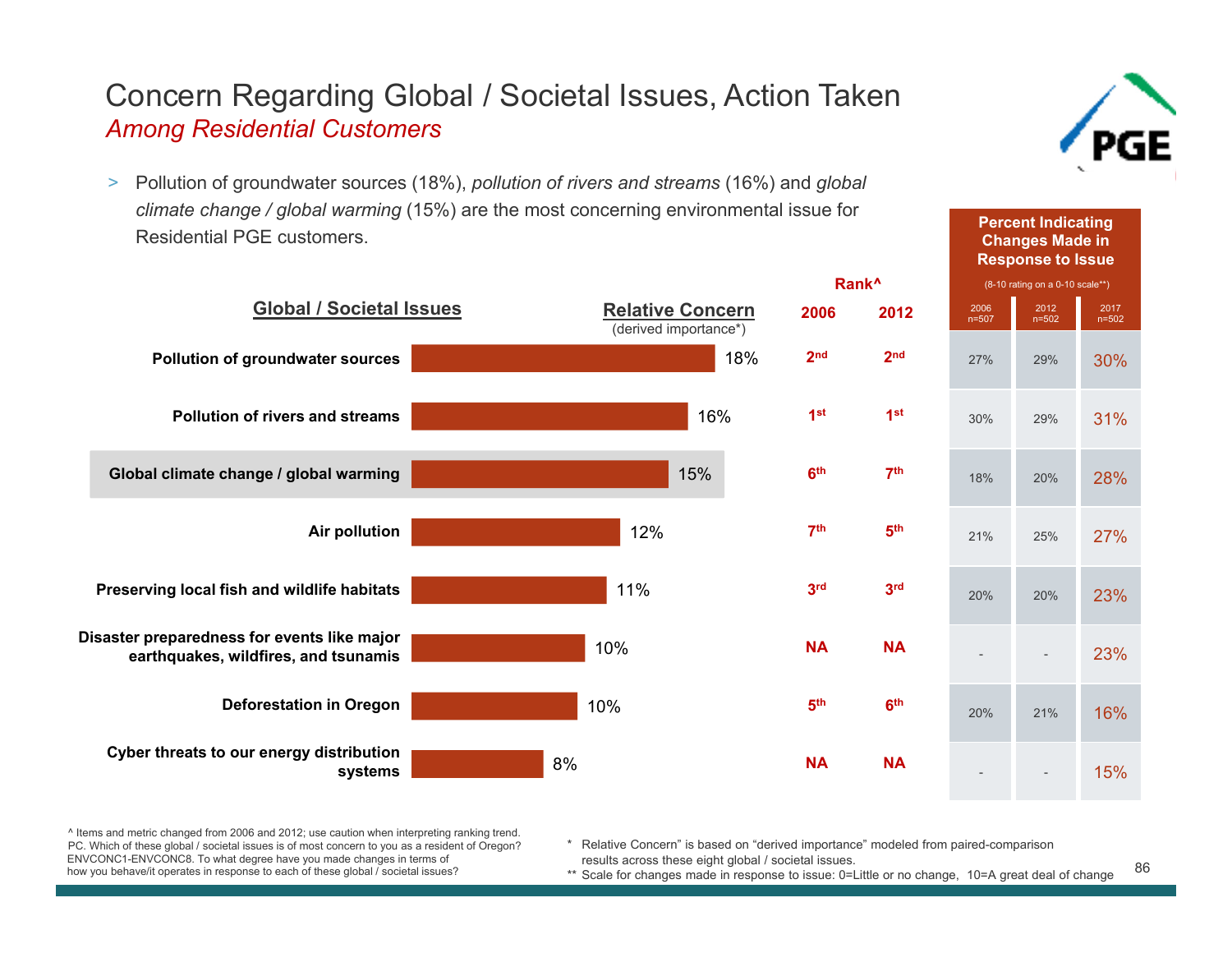# Concern Regarding Global / Societal Issues, Action Taken

*Among Residential Customers*

> Pollution of groundwater sources (18%), *pollution of rivers and streams* (16%) and *global climate change / global warming* (15%) are the most concerning environmental issue for Residential PGE customers.

| Global / Societal Issues | Relative Concern (derived importance*) | Rank^ 2006 | Rank^ 2012 | Percent Indicating Changes Made in Response to Issue (8-10 rating on a 0-10 scale**) 2006 n=507 | 2012 n=502 | 2017 n=502 |
|---|---|---|---|---|---|---|
| Pollution of groundwater sources | 18% | 2nd | 2nd | 27% | 29% | 30% |
| Pollution of rivers and streams | 16% | 1st | 1st | 30% | 29% | 31% |
| Global climate change / global warming | 15% | 6th | 7th | 18% | 20% | 28% |
| Air pollution | 12% | 7th | 5th | 21% | 25% | 27% |
| Preserving local fish and wildlife habitats | 11% | 3rd | 3rd | 20% | 20% | 23% |
| Disaster preparedness for events like major earthquakes, wildfires, and tsunamis | 10% | NA | NA | - | - | 23% |
| Deforestation in Oregon | 10% | 5th | 6th | 20% | 21% | 16% |
| Cyber threats to our energy distribution systems | 8% | NA | NA | - | - | 15% |

^ Items and metric changed from 2006 and 2012; use caution when interpreting ranking trend.
PC. Which of these global / societal issues is of most concern to you as a resident of Oregon?
ENVCONC1-ENVCONC8. To what degree have you made changes in terms of how you behave/it operates in response to each of these global / societal issues?

\* Relative Concern" is based on "derived importance" modeled from paired-comparison results across these eight global / societal issues.
\*\* Scale for changes made in response to issue: 0=Little or no change, 10=A great deal of change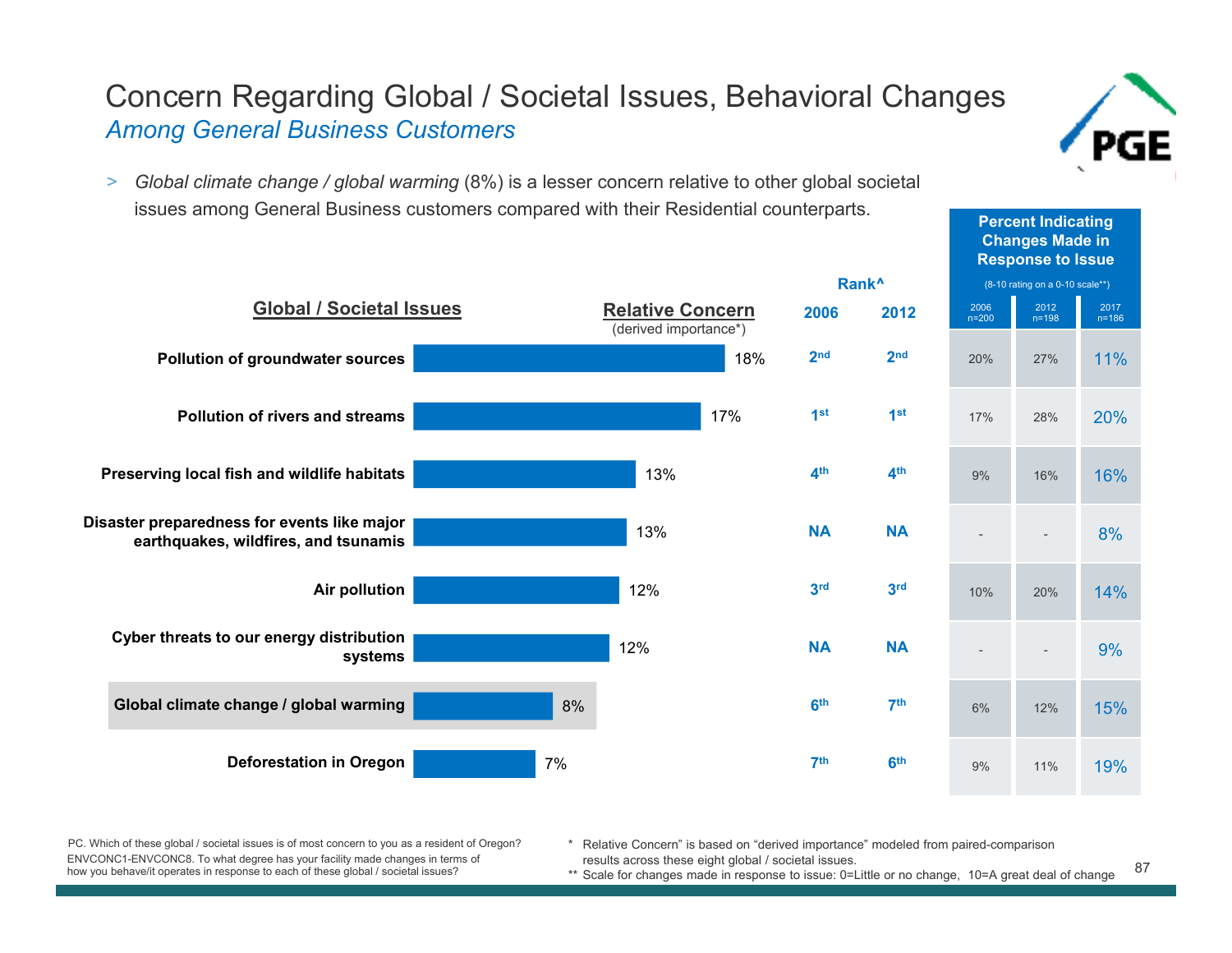# Concern Regarding Global / Societal Issues, Behavioral Changes

*Among General Business Customers*

> *Global climate change / global warming* (8%) is a lesser concern relative to other global societal issues among General Business customers compared with their Residential counterparts.

| Global / Societal Issues | Relative Concern (derived importance*) | Rank^ 2006 | Rank^ 2012 | Percent Indicating Changes Made in Response to Issue (8-10 rating on a 0-10 scale**) 2006 n=200 | 2012 n=198 | 2017 n=186 |
|---|---|---|---|---|---|---|
| Pollution of groundwater sources | 18% | 2nd | 2nd | 20% | 27% | 11% |
| Pollution of rivers and streams | 17% | 1st | 1st | 17% | 28% | 20% |
| Preserving local fish and wildlife habitats | 13% | 4th | 4th | 9% | 16% | 16% |
| Disaster preparedness for events like major earthquakes, wildfires, and tsunamis | 13% | NA | NA | - | - | 8% |
| Air pollution | 12% | 3rd | 3rd | 10% | 20% | 14% |
| Cyber threats to our energy distribution systems | 12% | NA | NA | - | - | 9% |
| Global climate change / global warming | 8% | 6th | 7th | 6% | 12% | 15% |
| Deforestation in Oregon | 7% | 7th | 6th | 9% | 11% | 19% |

PC. Which of these global / societal issues is of most concern to you as a resident of Oregon?
ENVCONC1-ENVCONC8. To what degree has your facility made changes in terms of how you behave/it operates in response to each of these global / societal issues?

\* Relative Concern" is based on "derived importance" modeled from paired-comparison results across these eight global / societal issues.
** Scale for changes made in response to issue: 0=Little or no change, 10=A great deal of change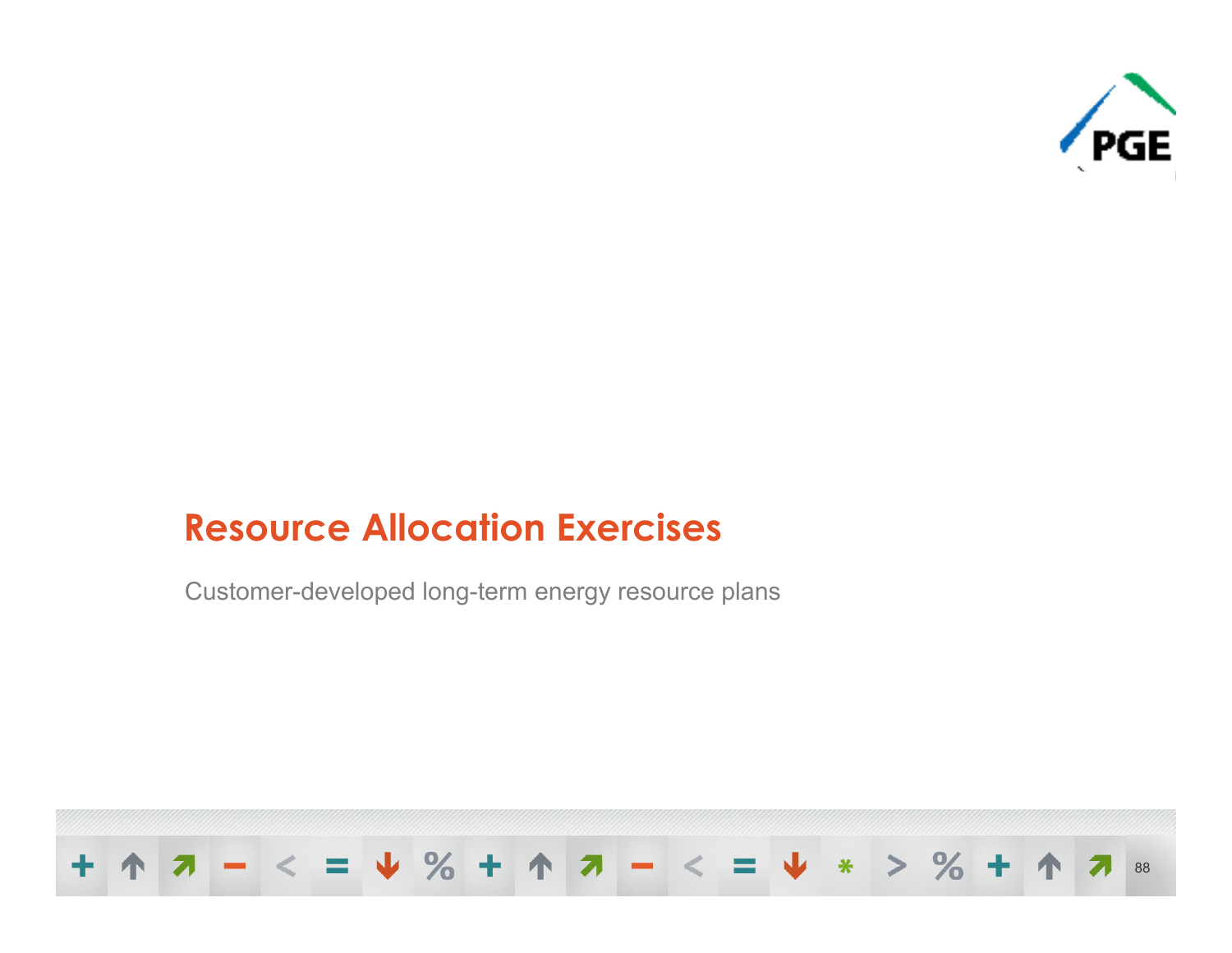# Resource Allocation Exercises

Customer-developed long-term energy resource plans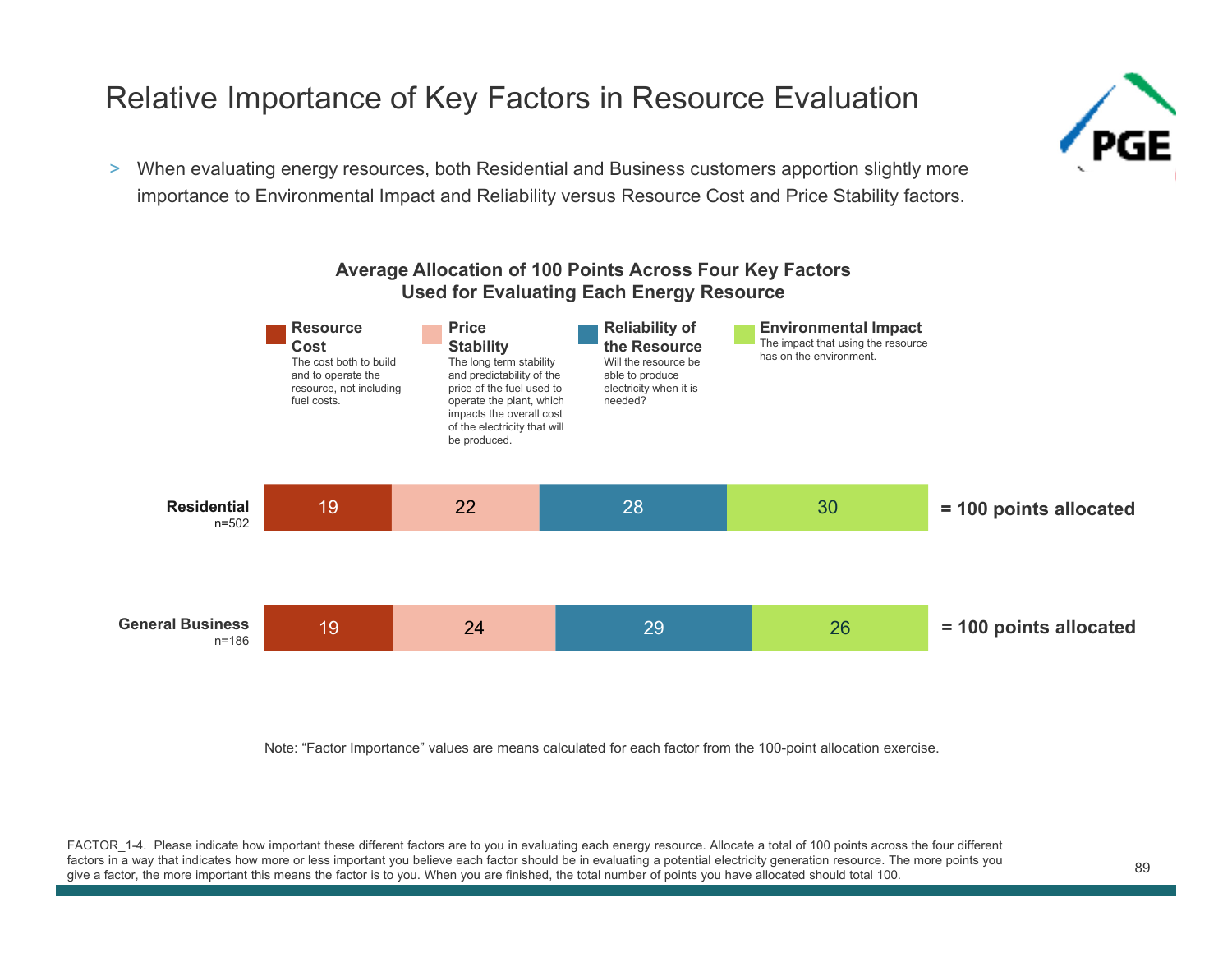# Relative Importance of Key Factors in Resource Evaluation

> When evaluating energy resources, both Residential and Business customers apportion slightly more importance to Environmental Impact and Reliability versus Resource Cost and Price Stability factors.

**Average Allocation of 100 Points Across Four Key Factors Used for Evaluating Each Energy Resource**

- **Resource Cost** — The cost both to build and to operate the resource, not including fuel costs.
- **Price Stability** — The long term stability and predictability of the price of the fuel used to operate the plant, which impacts the overall cost of the electricity that will be produced.
- **Reliability of the Resource** — Will the resource be able to produce electricity when it is needed?
- **Environmental Impact** — The impact that using the resource has on the environment.

| | Resource Cost | Price Stability | Reliability of the Resource | Environmental Impact | |
|---|---|---|---|---|---|
| **Residential** n=502 | 19 | 22 | 28 | 30 | **= 100 points allocated** |
| **General Business** n=186 | 19 | 24 | 29 | 26 | **= 100 points allocated** |

Note: "Factor Importance" values are means calculated for each factor from the 100-point allocation exercise.

FACTOR_1-4. Please indicate how important these different factors are to you in evaluating each energy resource. Allocate a total of 100 points across the four different factors in a way that indicates how more or less important you believe each factor should be in evaluating a potential electricity generation resource. The more points you give a factor, the more important this means the factor is to you. When you are finished, the total number of points you have allocated should total 100.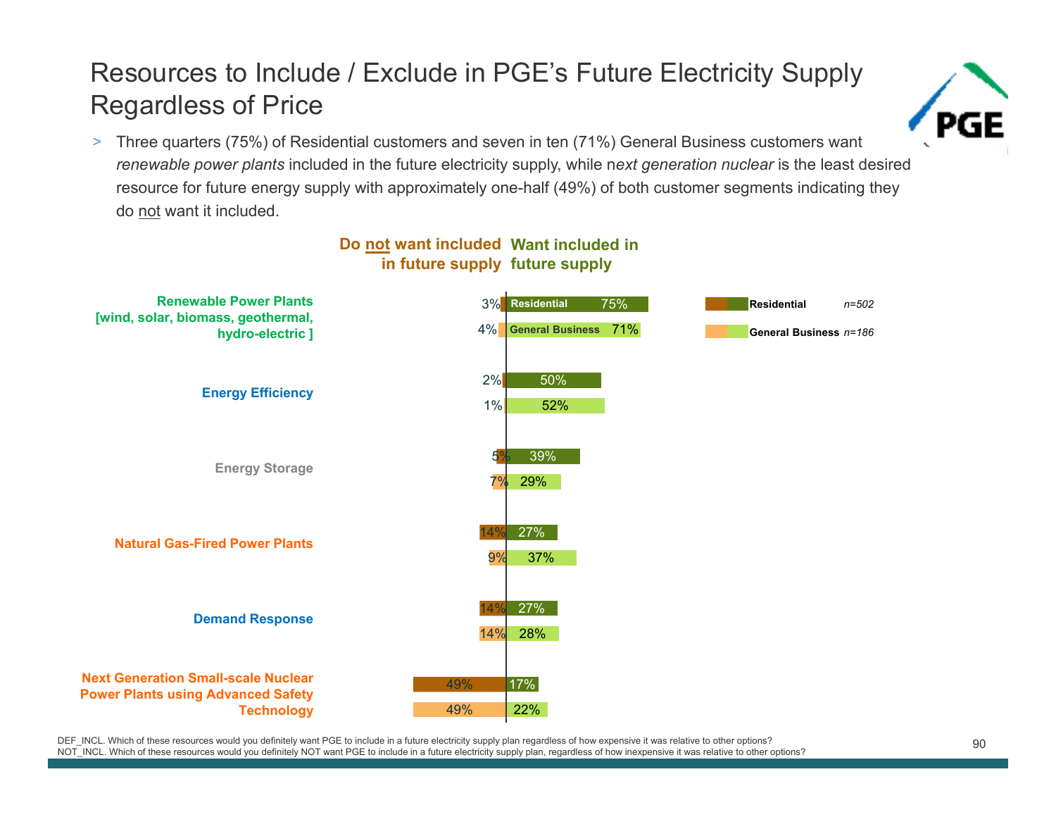# Resources to Include / Exclude in PGE's Future Electricity Supply Regardless of Price

> Three quarters (75%) of Residential customers and seven in ten (71%) General Business customers want *renewable power plants* included in the future electricity supply, while n*ext generation nuclear* is the least desired resource for future energy supply with approximately one-half (49%) of both customer segments indicating they do not want it included.

| Resource | Segment | Do not want included in future supply | Want included in future supply |
|---|---|---|---|
| Renewable Power Plants [wind, solar, biomass, geothermal, hydro-electric ] | Residential | 3% | 75% |
| | General Business | 4% | 71% |
| Energy Efficiency | Residential | 2% | 50% |
| | General Business | 1% | 52% |
| Energy Storage | Residential | 5% | 39% |
| | General Business | 7% | 29% |
| Natural Gas-Fired Power Plants | Residential | 14% | 27% |
| | General Business | 9% | 37% |
| Demand Response | Residential | 14% | 27% |
| | General Business | 14% | 28% |
| Next Generation Small-scale Nuclear Power Plants using Advanced Safety Technology | Residential | 49% | 17% |
| | General Business | 49% | 22% |

Residential n=502; General Business n=186

DEF_INCL. Which of these resources would you definitely want PGE to include in a future electricity supply plan regardless of how expensive it was relative to other options?
NOT_INCL. Which of these resources would you definitely NOT want PGE to include in a future electricity supply plan, regardless of how inexpensive it was relative to other options?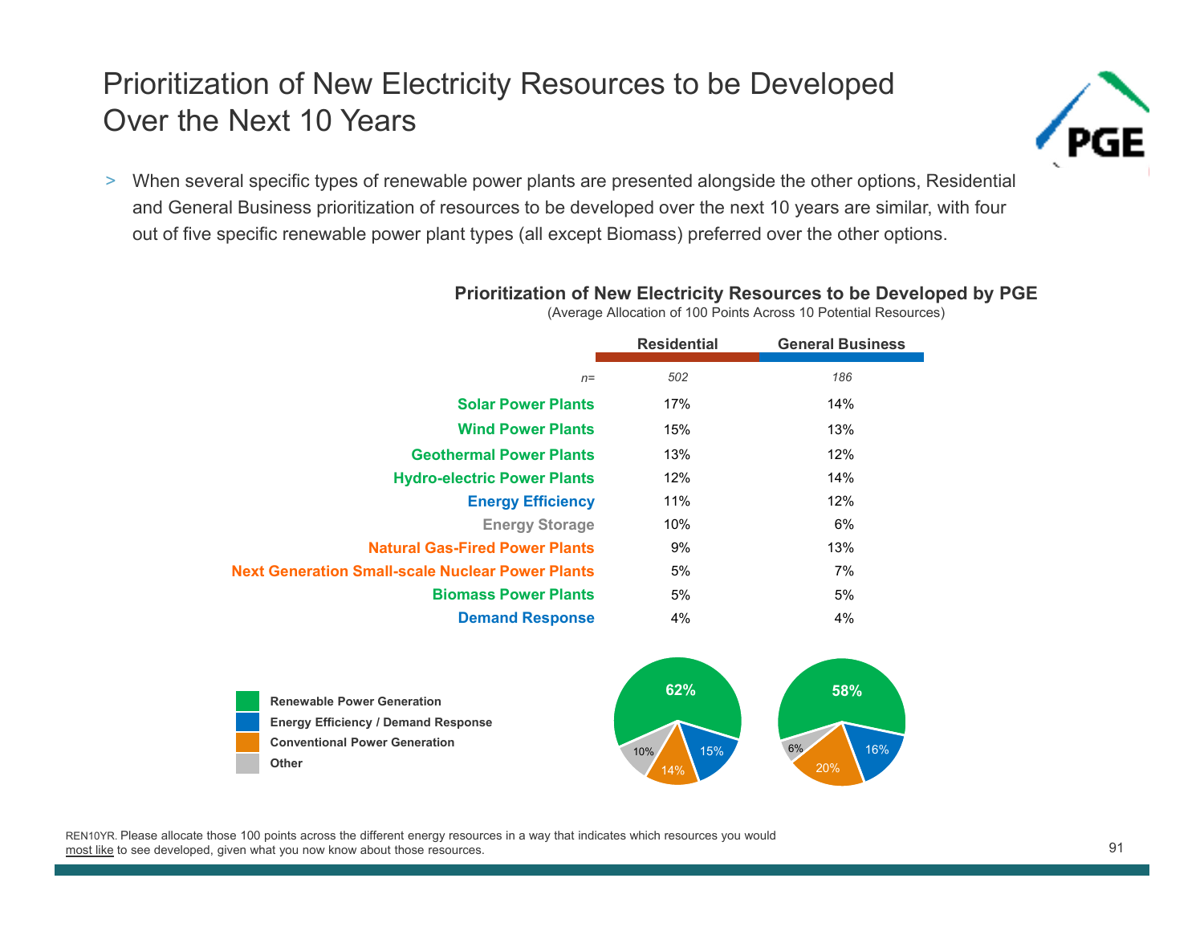# Prioritization of New Electricity Resources to be Developed Over the Next 10 Years

> When several specific types of renewable power plants are presented alongside the other options, Residential and General Business prioritization of resources to be developed over the next 10 years are similar, with four out of five specific renewable power plant types (all except Biomass) preferred over the other options.

### Prioritization of New Electricity Resources to be Developed by PGE

(Average Allocation of 100 Points Across 10 Potential Resources)

| | Residential | General Business |
|---|---|---|
| *n=* | *502* | *186* |
| Solar Power Plants | 17% | 14% |
| Wind Power Plants | 15% | 13% |
| Geothermal Power Plants | 13% | 12% |
| Hydro-electric Power Plants | 12% | 14% |
| Energy Efficiency | 11% | 12% |
| Energy Storage | 10% | 6% |
| Natural Gas-Fired Power Plants | 9% | 13% |
| Next Generation Small-scale Nuclear Power Plants | 5% | 7% |
| Biomass Power Plants | 5% | 5% |
| Demand Response | 4% | 4% |

| | Residential | General Business |
|---|---|---|
| Renewable Power Generation | 62% | 58% |
| Energy Efficiency / Demand Response | 15% | 16% |
| Conventional Power Generation | 14% | 20% |
| Other | 10% | 6% |

REN10YR. Please allocate those 100 points across the different energy resources in a way that indicates which resources you would most like to see developed, given what you now know about those resources.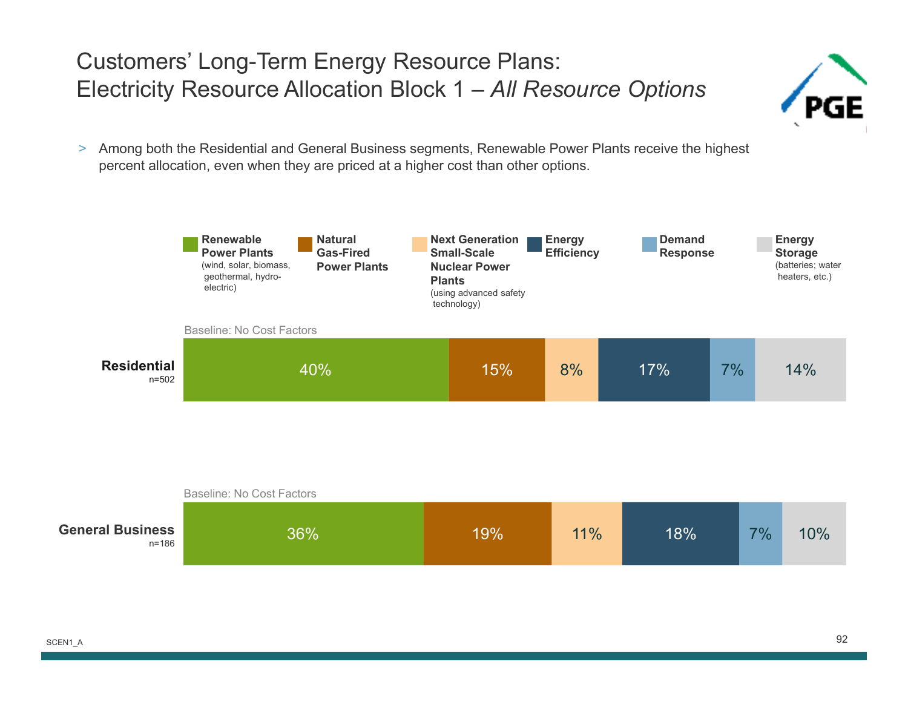# Customers' Long-Term Energy Resource Plans: Electricity Resource Allocation Block 1 – *All Resource Options*

> Among both the Residential and General Business segments, Renewable Power Plants receive the highest percent allocation, even when they are priced at a higher cost than other options.

Legend:
- **Renewable Power Plants** (wind, solar, biomass, geothermal, hydro-electric)
- **Natural Gas-Fired Power Plants**
- **Next Generation Small-Scale Nuclear Power Plants** (using advanced safety technology)
- **Energy Efficiency**
- **Demand Response**
- **Energy Storage** (batteries; water heaters, etc.)

Baseline: No Cost Factors

| Segment | Renewable Power Plants | Natural Gas-Fired Power Plants | Next Generation Small-Scale Nuclear Power Plants | Energy Efficiency | Demand Response | Energy Storage |
|---|---|---|---|---|---|---|
| **Residential** n=502 | 40% | 15% | 8% | 17% | 7% | 14% |
| **General Business** n=186 | 36% | 19% | 11% | 18% | 7% | 10% |

SCEN1_A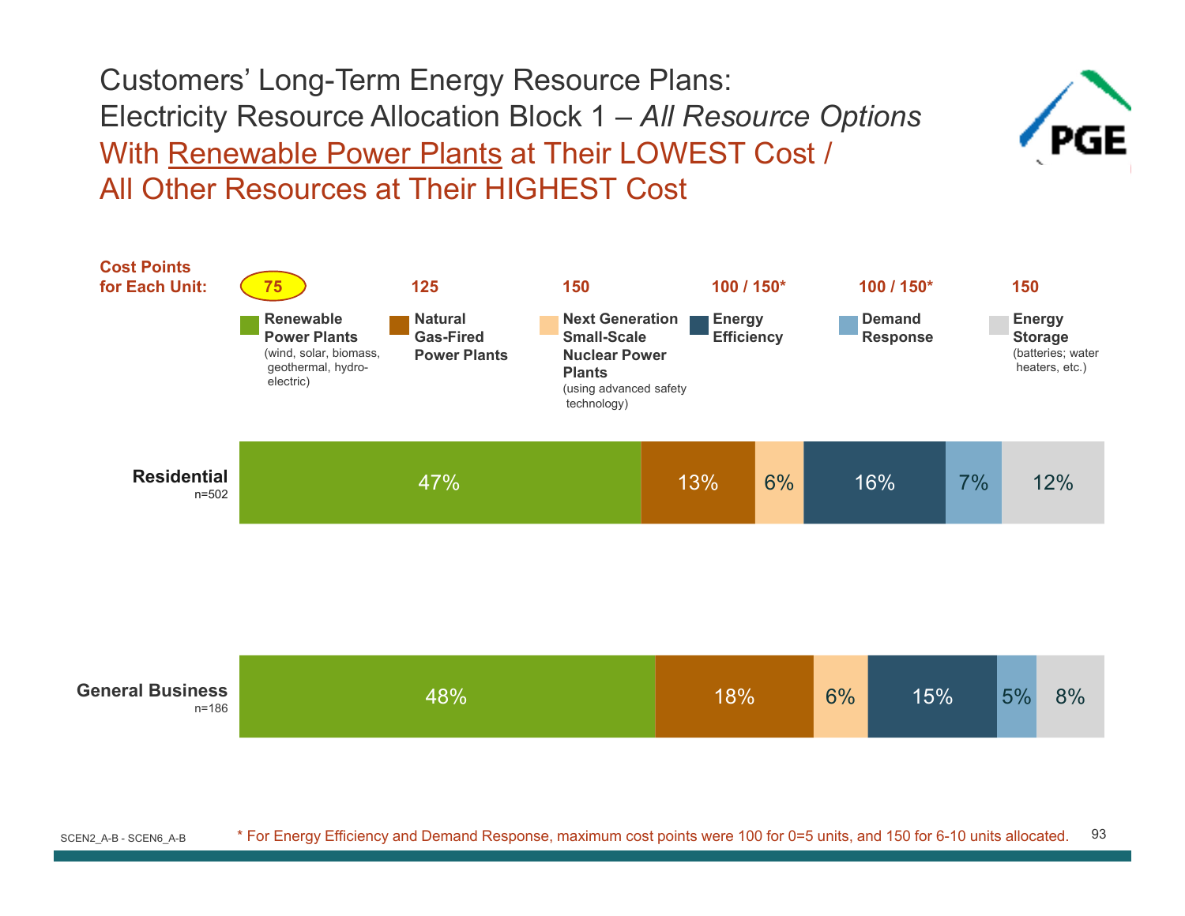# Customers' Long-Term Energy Resource Plans:
# Electricity Resource Allocation Block 1 – *All Resource Options*
## With Renewable Power Plants at Their LOWEST Cost / All Other Resources at Their HIGHEST Cost

| Cost Points for Each Unit: | 75 | 125 | 150 | 100 / 150* | 100 / 150* | 150 |
|---|---|---|---|---|---|---|
| | **Renewable Power Plants** (wind, solar, biomass, geothermal, hydro-electric) | **Natural Gas-Fired Power Plants** | **Next Generation Small-Scale Nuclear Power Plants** (using advanced safety technology) | **Energy Efficiency** | **Demand Response** | **Energy Storage** (batteries; water heaters, etc.) |
| **Residential** n=502 | 47% | 13% | 6% | 16% | 7% | 12% |
| **General Business** n=186 | 48% | 18% | 6% | 15% | 5% | 8% |

SCEN2_A-B - SCEN6_A-B

* For Energy Efficiency and Demand Response, maximum cost points were 100 for 0=5 units, and 150 for 6-10 units allocated.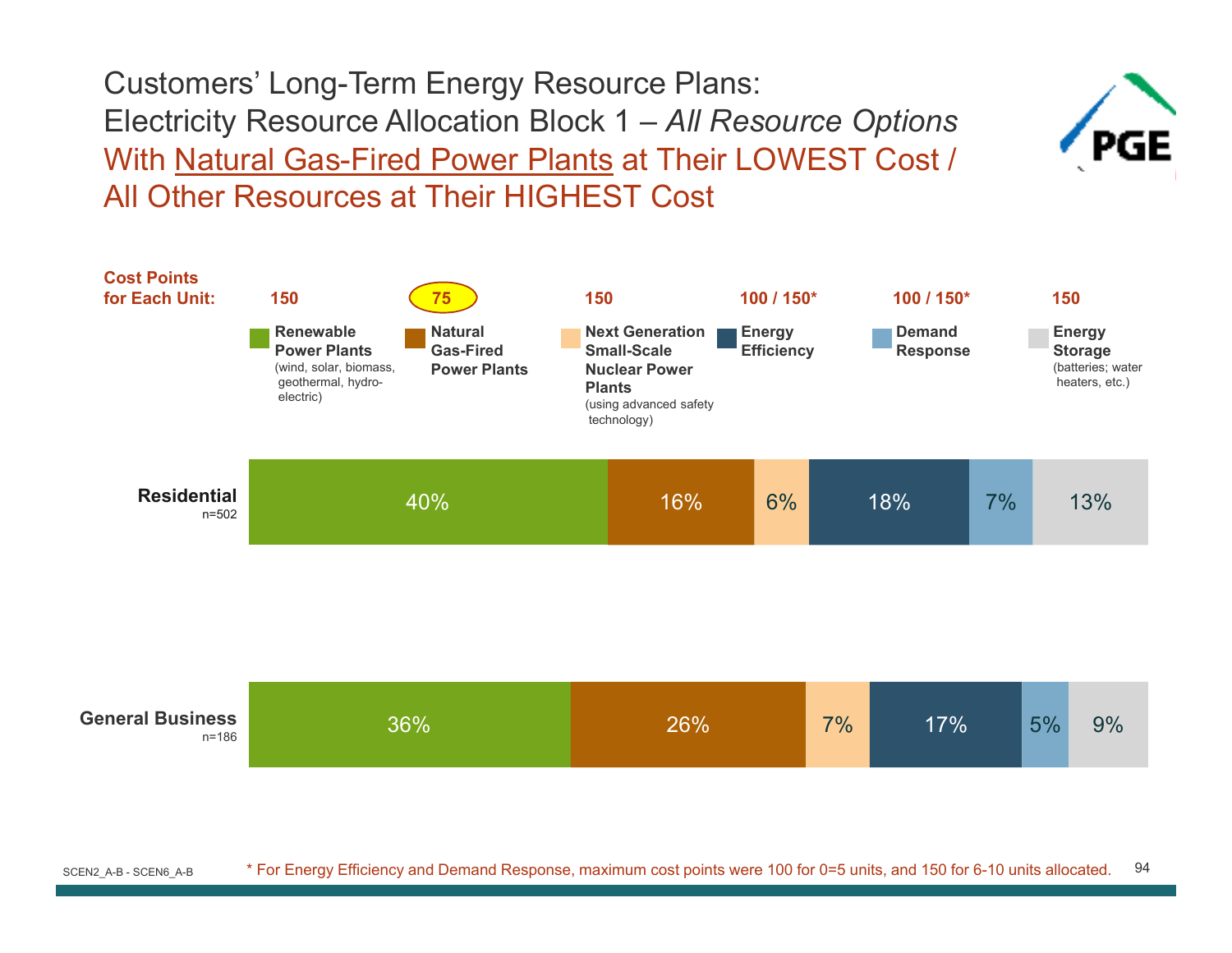# Customers' Long-Term Energy Resource Plans:
# Electricity Resource Allocation Block 1 – *All Resource Options*
## With Natural Gas-Fired Power Plants at Their LOWEST Cost / All Other Resources at Their HIGHEST Cost

| | Renewable Power Plants (wind, solar, biomass, geothermal, hydro-electric) | Natural Gas-Fired Power Plants | Next Generation Small-Scale Nuclear Power Plants (using advanced safety technology) | Energy Efficiency | Demand Response | Energy Storage (batteries; water heaters, etc.) |
|---|---|---|---|---|---|---|
| **Cost Points for Each Unit:** | 150 | 75 | 150 | 100 / 150* | 100 / 150* | 150 |
| **Residential** (n=502) | 40% | 16% | 6% | 18% | 7% | 13% |
| **General Business** (n=186) | 36% | 26% | 7% | 17% | 5% | 9% |

SCEN2_A-B - SCEN6_A-B

\* For Energy Efficiency and Demand Response, maximum cost points were 100 for 0=5 units, and 150 for 6-10 units allocated.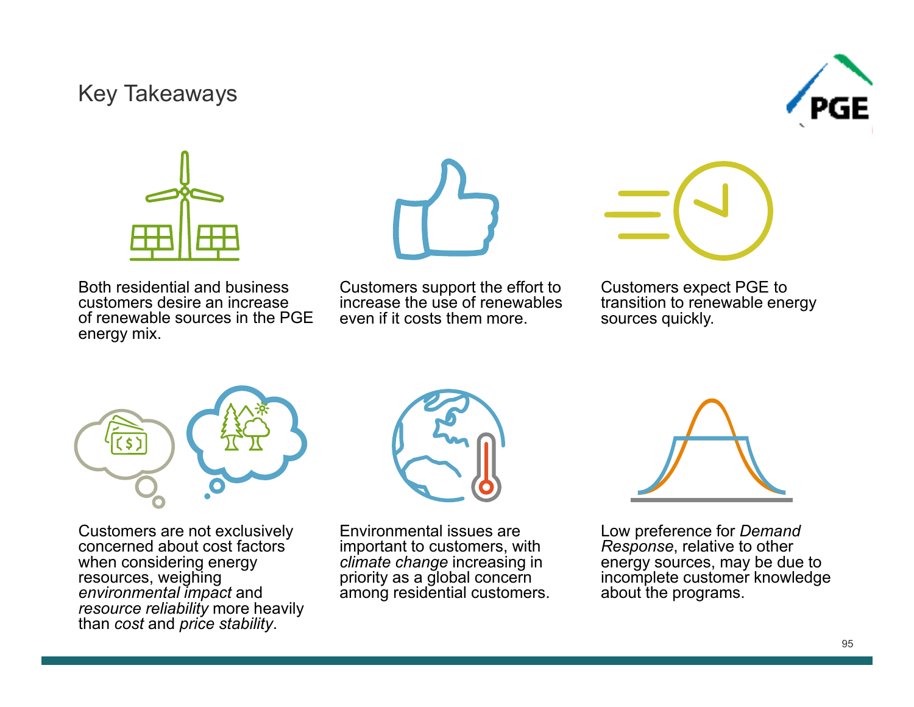# Key Takeaways

Both residential and business customers desire an increase of renewable sources in the PGE energy mix.

Customers support the effort to increase the use of renewables even if it costs them more.

Customers expect PGE to transition to renewable energy sources quickly.

Customers are not exclusively concerned about cost factors when considering energy resources, weighing *environmental impact* and *resource reliability* more heavily than *cost* and *price stability*.

Environmental issues are important to customers, with *climate change* increasing in priority as a global concern among residential customers.

Low preference for *Demand Response*, relative to other energy sources, may be due to incomplete customer knowledge about the programs.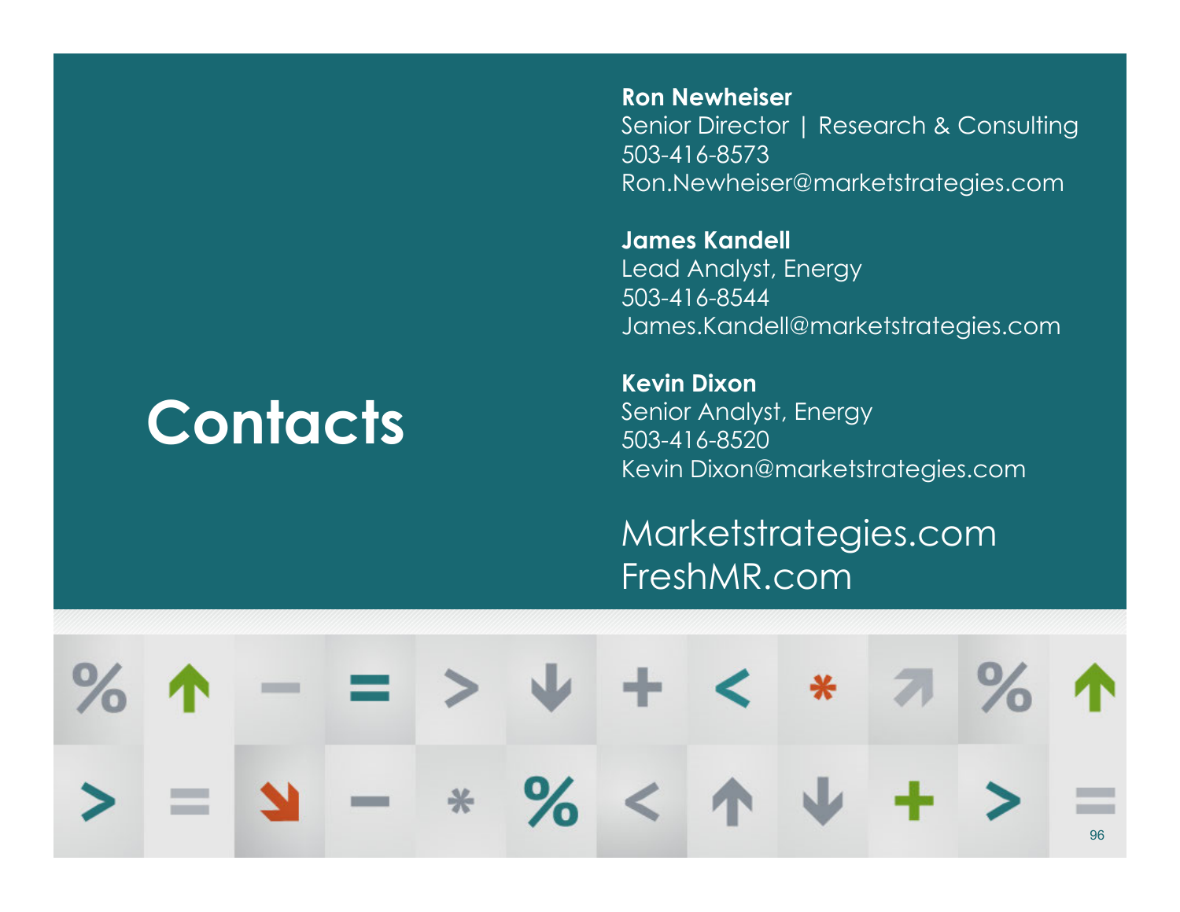# Contacts

**Ron Newheiser**
Senior Director | Research & Consulting
503-416-8573
Ron.Newheiser@marketstrategies.com

**James Kandell**
Lead Analyst, Energy
503-416-8544
James.Kandell@marketstrategies.com

**Kevin Dixon**
Senior Analyst, Energy
503-416-8520
Kevin Dixon@marketstrategies.com

Marketstrategies.com
FreshMR.com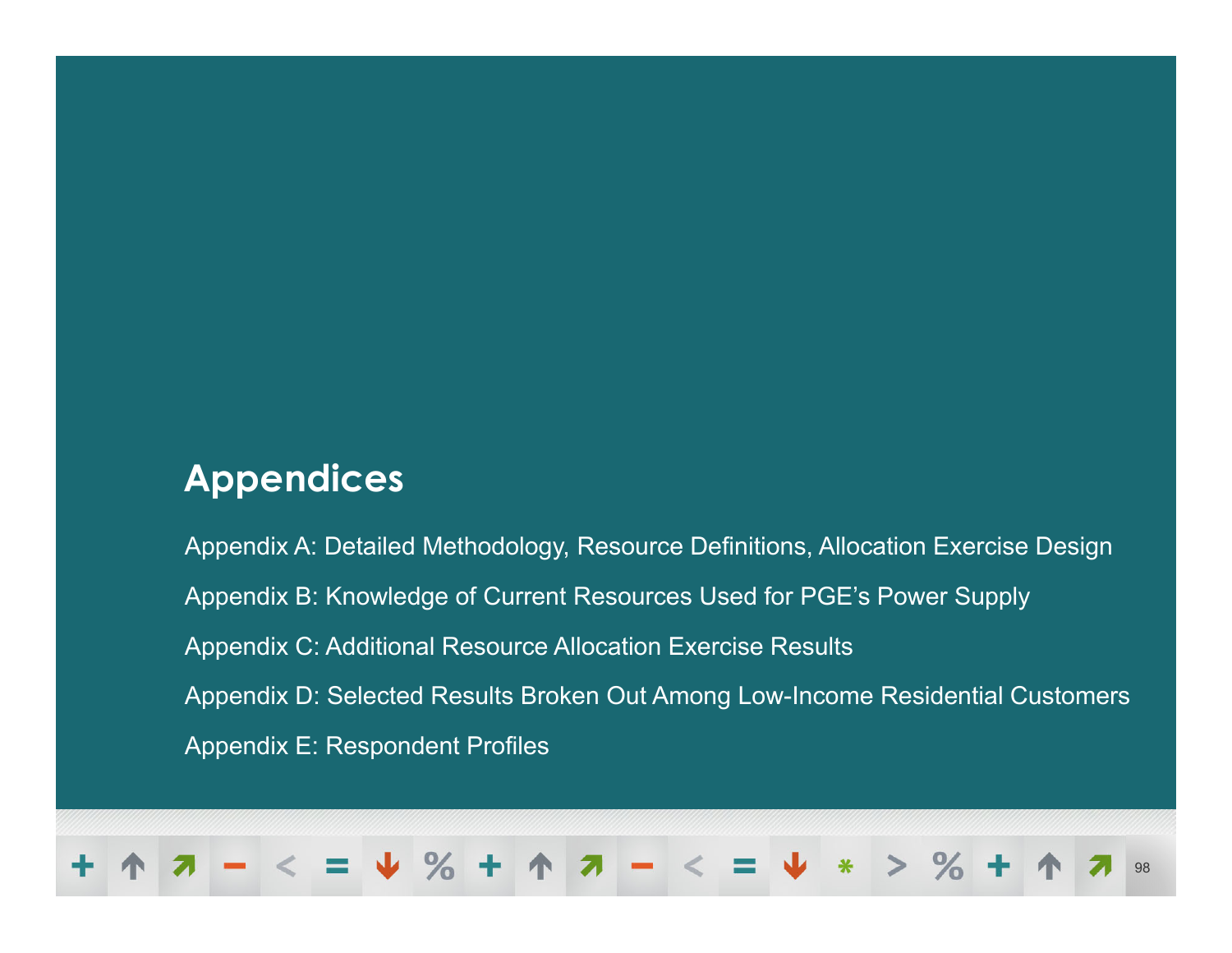# Appendices

Appendix A: Detailed Methodology, Resource Definitions, Allocation Exercise Design

Appendix B: Knowledge of Current Resources Used for PGE's Power Supply

Appendix C: Additional Resource Allocation Exercise Results

Appendix D: Selected Results Broken Out Among Low-Income Residential Customers

Appendix E: Respondent Profiles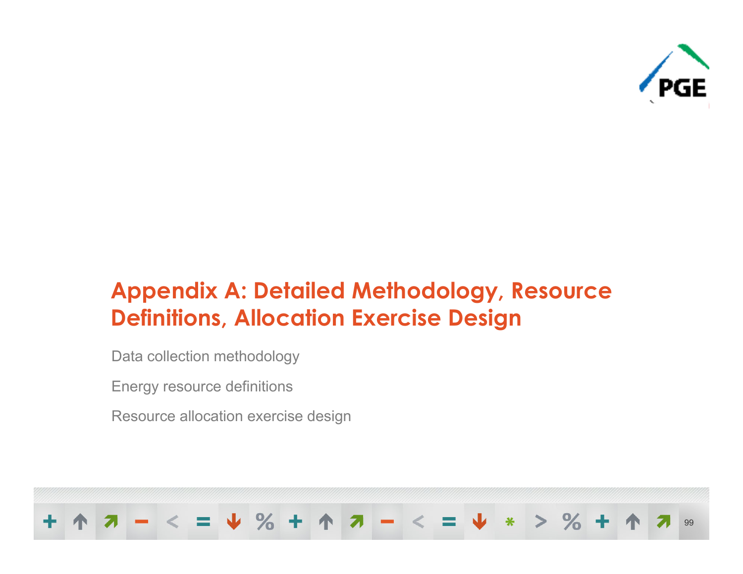# Appendix A: Detailed Methodology, Resource Definitions, Allocation Exercise Design

Data collection methodology

Energy resource definitions

Resource allocation exercise design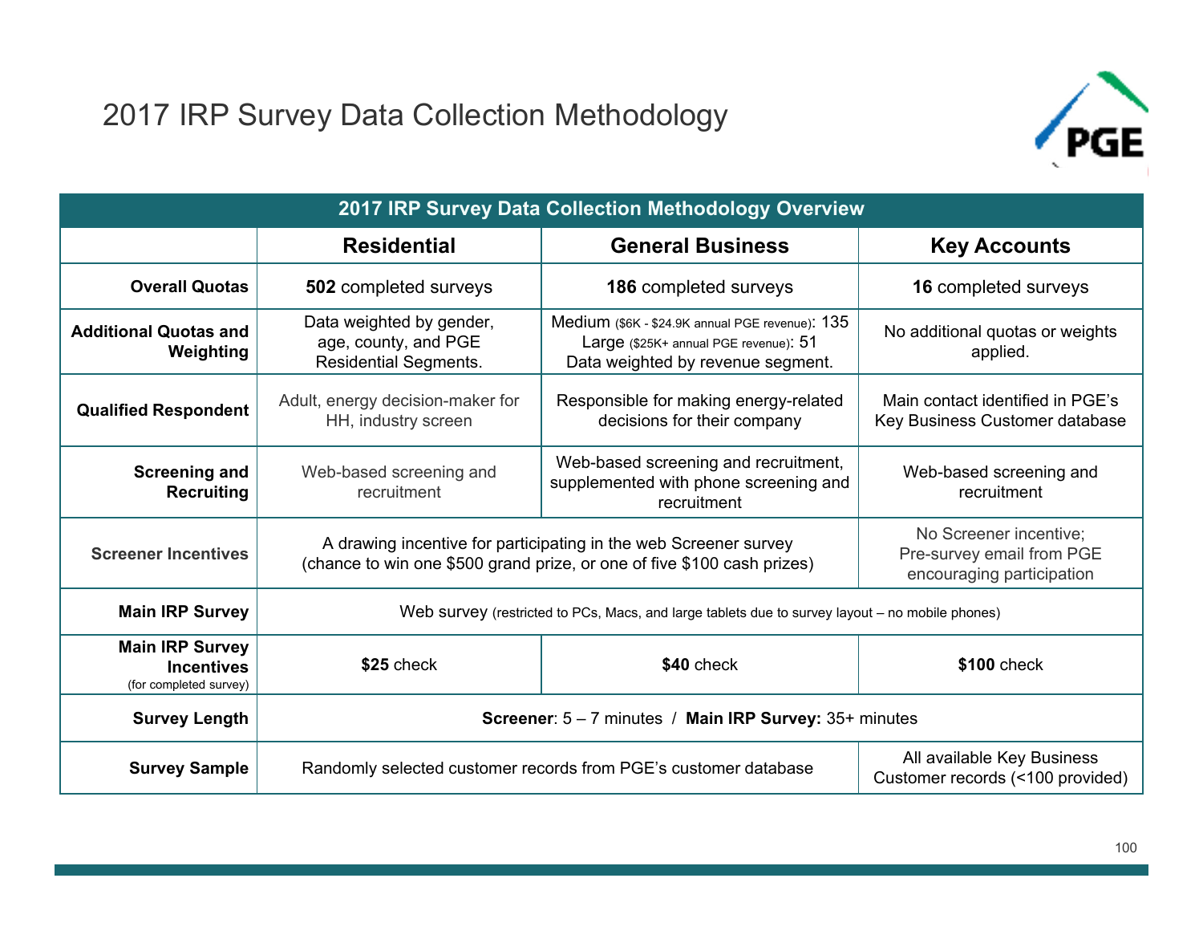# 2017 IRP Survey Data Collection Methodology

| 2017 IRP Survey Data Collection Methodology Overview | | | |
|---|---|---|---|
| | **Residential** | **General Business** | **Key Accounts** |
| **Overall Quotas** | **502** completed surveys | **186** completed surveys | **16** completed surveys |
| **Additional Quotas and Weighting** | Data weighted by gender, age, county, and PGE Residential Segments. | Medium ($6K - $24.9K annual PGE revenue): 135<br>Large ($25K+ annual PGE revenue): 51<br>Data weighted by revenue segment. | No additional quotas or weights applied. |
| **Qualified Respondent** | Adult, energy decision-maker for HH, industry screen | Responsible for making energy-related decisions for their company | Main contact identified in PGE's Key Business Customer database |
| **Screening and Recruiting** | Web-based screening and recruitment | Web-based screening and recruitment, supplemented with phone screening and recruitment | Web-based screening and recruitment |
| **Screener Incentives** | A drawing incentive for participating in the web Screener survey (chance to win one $500 grand prize, or one of five $100 cash prizes) | | No Screener incentive; Pre-survey email from PGE encouraging participation |
| **Main IRP Survey** | Web survey (restricted to PCs, Macs, and large tablets due to survey layout – no mobile phones) | | |
| **Main IRP Survey Incentives** (for completed survey) | **$25** check | **$40** check | **$100** check |
| **Survey Length** | **Screener**: 5 – 7 minutes / **Main IRP Survey:** 35+ minutes | | |
| **Survey Sample** | Randomly selected customer records from PGE's customer database | | All available Key Business Customer records (<100 provided) |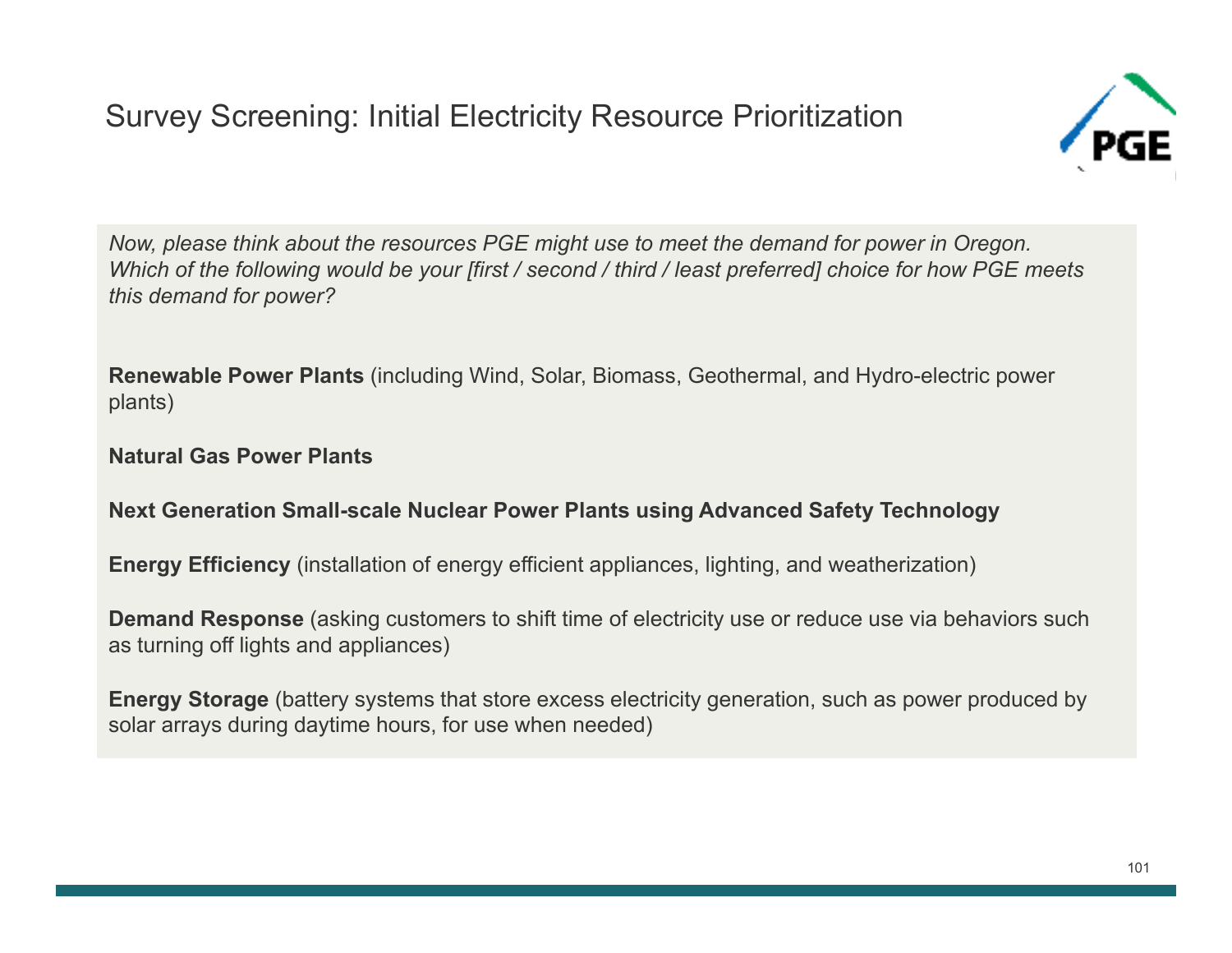# Survey Screening: Initial Electricity Resource Prioritization

*Now, please think about the resources PGE might use to meet the demand for power in Oregon. Which of the following would be your [first / second / third / least preferred] choice for how PGE meets this demand for power?*

**Renewable Power Plants** (including Wind, Solar, Biomass, Geothermal, and Hydro-electric power plants)

**Natural Gas Power Plants**

**Next Generation Small-scale Nuclear Power Plants using Advanced Safety Technology**

**Energy Efficiency** (installation of energy efficient appliances, lighting, and weatherization)

**Demand Response** (asking customers to shift time of electricity use or reduce use via behaviors such as turning off lights and appliances)

**Energy Storage** (battery systems that store excess electricity generation, such as power produced by solar arrays during daytime hours, for use when needed)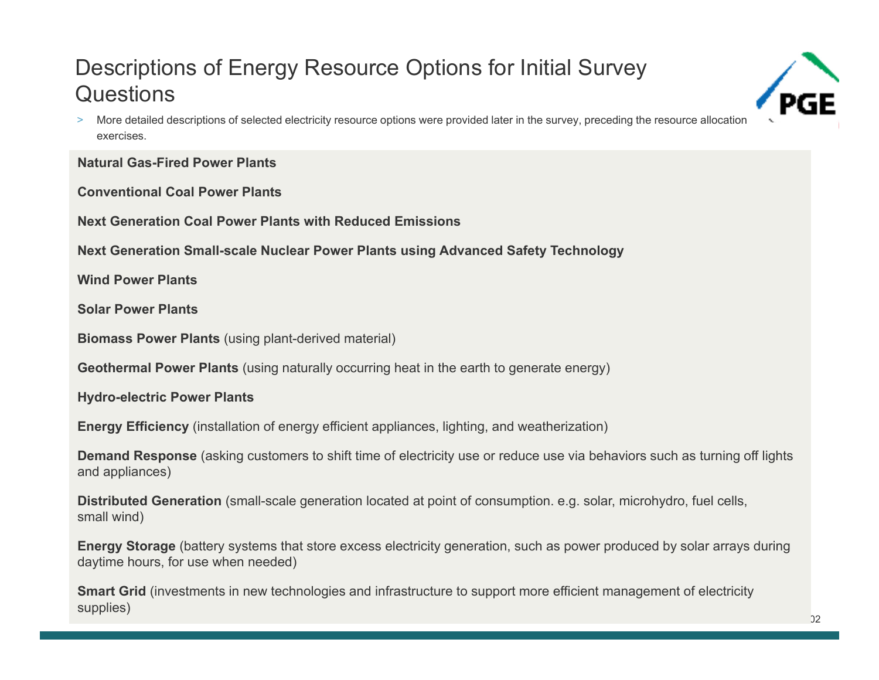# Descriptions of Energy Resource Options for Initial Survey Questions

- More detailed descriptions of selected electricity resource options were provided later in the survey, preceding the resource allocation exercises.

**Natural Gas-Fired Power Plants**

**Conventional Coal Power Plants**

**Next Generation Coal Power Plants with Reduced Emissions**

**Next Generation Small-scale Nuclear Power Plants using Advanced Safety Technology**

**Wind Power Plants**

**Solar Power Plants**

**Biomass Power Plants** (using plant-derived material)

**Geothermal Power Plants** (using naturally occurring heat in the earth to generate energy)

**Hydro-electric Power Plants**

**Energy Efficiency** (installation of energy efficient appliances, lighting, and weatherization)

**Demand Response** (asking customers to shift time of electricity use or reduce use via behaviors such as turning off lights and appliances)

**Distributed Generation** (small-scale generation located at point of consumption. e.g. solar, microhydro, fuel cells, small wind)

**Energy Storage** (battery systems that store excess electricity generation, such as power produced by solar arrays during daytime hours, for use when needed)

**Smart Grid** (investments in new technologies and infrastructure to support more efficient management of electricity supplies)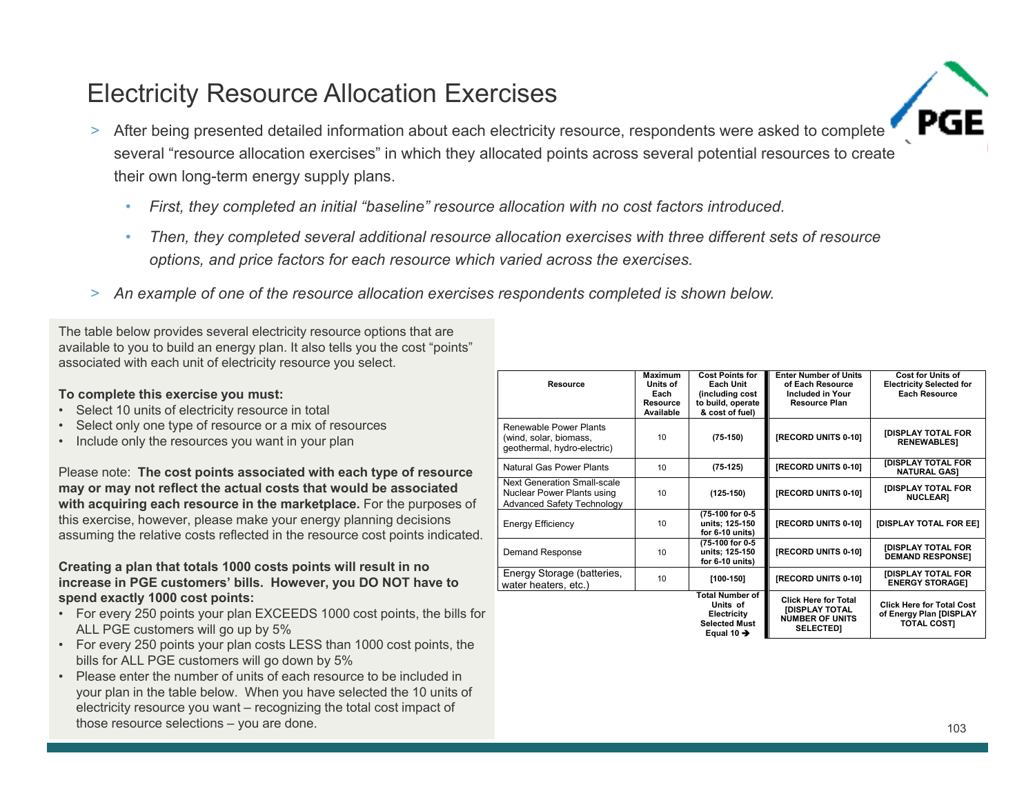# Electricity Resource Allocation Exercises

- After being presented detailed information about each electricity resource, respondents were asked to complete several "resource allocation exercises" in which they allocated points across several potential resources to create their own long-term energy supply plans.
  - *First, they completed an initial "baseline" resource allocation with no cost factors introduced.*
  - *Then, they completed several additional resource allocation exercises with three different sets of resource options, and price factors for each resource which varied across the exercises.*
- *An example of one of the resource allocation exercises respondents completed is shown below.*

The table below provides several electricity resource options that are available to you to build an energy plan. It also tells you the cost "points" associated with each unit of electricity resource you select.

**To complete this exercise you must:**

- Select 10 units of electricity resource in total
- Select only one type of resource or a mix of resources
- Include only the resources you want in your plan

Please note: **The cost points associated with each type of resource may or may not reflect the actual costs that would be associated with acquiring each resource in the marketplace.** For the purposes of this exercise, however, please make your energy planning decisions assuming the relative costs reflected in the resource cost points indicated.

**Creating a plan that totals 1000 costs points will result in no increase in PGE customers' bills. However, you DO NOT have to spend exactly 1000 cost points:**

- For every 250 points your plan EXCEEDS 1000 cost points, the bills for ALL PGE customers will go up by 5%
- For every 250 points your plan costs LESS than 1000 cost points, the bills for ALL PGE customers will go down by 5%
- Please enter the number of units of each resource to be included in your plan in the table below. When you have selected the 10 units of electricity resource you want – recognizing the total cost impact of those resource selections – you are done.

| Resource | Maximum Units of Each Resource Available | Cost Points for Each Unit (including cost to build, operate & cost of fuel) | Enter Number of Units of Each Resource Included in Your Resource Plan | Cost for Units of Electricity Selected for Each Resource |
|---|---|---|---|---|
| Renewable Power Plants (wind, solar, biomass, geothermal, hydro-electric) | 10 | (75-150) | [RECORD UNITS 0-10] | [DISPLAY TOTAL FOR RENEWABLES] |
| Natural Gas Power Plants | 10 | (75-125) | [RECORD UNITS 0-10] | [DISPLAY TOTAL FOR NATURAL GAS] |
| Next Generation Small-scale Nuclear Power Plants using Advanced Safety Technology | 10 | (125-150) | [RECORD UNITS 0-10] | [DISPLAY TOTAL FOR NUCLEAR] |
| Energy Efficiency | 10 | (75-100 for 0-5 units; 125-150 for 6-10 units) | [RECORD UNITS 0-10] | [DISPLAY TOTAL FOR EE] |
| Demand Response | 10 | (75-100 for 0-5 units; 125-150 for 6-10 units) | [RECORD UNITS 0-10] | [DISPLAY TOTAL FOR DEMAND RESPONSE] |
| Energy Storage (batteries, water heaters, etc.) | 10 | [100-150] | [RECORD UNITS 0-10] | [DISPLAY TOTAL FOR ENERGY STORAGE] |
| | | Total Number of Units of Electricity Selected Must Equal 10 ➔ | Click Here for Total [DISPLAY TOTAL NUMBER OF UNITS SELECTED] | Click Here for Total Cost of Energy Plan [DISPLAY TOTAL COST] |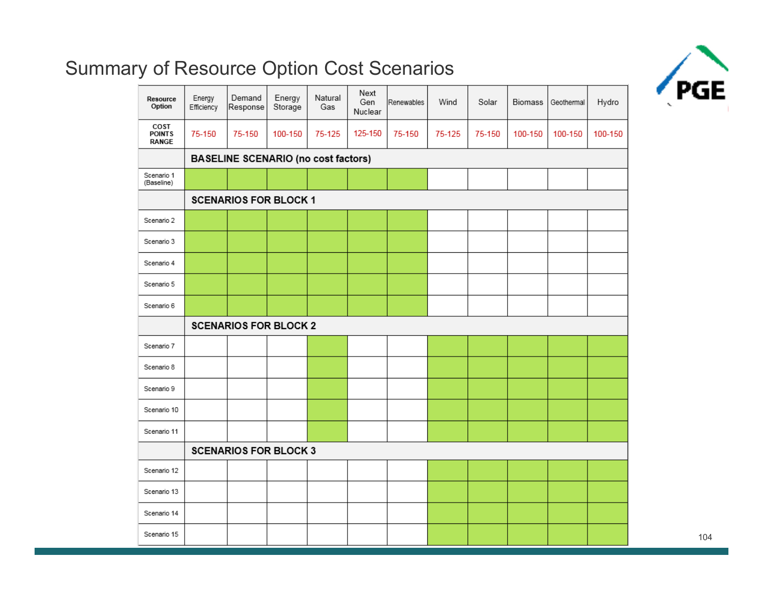# Summary of Resource Option Cost Scenarios

| Resource Option | Energy Efficiency | Demand Response | Energy Storage | Natural Gas | Next Gen Nuclear | Renewables | Wind | Solar | Biomass | Geothermal | Hydro |
|---|---|---|---|---|---|---|---|---|---|---|---|
| COST POINTS RANGE | 75-150 | 75-150 | 100-150 | 75-125 | 125-150 | 75-150 | 75-125 | 75-150 | 100-150 | 100-150 | 100-150 |
| | **BASELINE SCENARIO (no cost factors)** | | | | | | | | | | |
| Scenario 1 (Baseline) | ✓ | ✓ | ✓ | ✓ | ✓ | ✓ | | | | | |
| | **SCENARIOS FOR BLOCK 1** | | | | | | | | | | |
| Scenario 2 | ✓ | ✓ | ✓ | ✓ | ✓ | ✓ | | | | | |
| Scenario 3 | ✓ | ✓ | ✓ | ✓ | ✓ | ✓ | | | | | |
| Scenario 4 | ✓ | ✓ | ✓ | ✓ | ✓ | ✓ | | | | | |
| Scenario 5 | ✓ | ✓ | ✓ | ✓ | ✓ | ✓ | | | | | |
| Scenario 6 | ✓ | ✓ | ✓ | ✓ | ✓ | ✓ | | | | | |
| | **SCENARIOS FOR BLOCK 2** | | | | | | | | | | |
| Scenario 7 | | | | ✓ | | | ✓ | ✓ | ✓ | ✓ | ✓ |
| Scenario 8 | | | | ✓ | | | ✓ | ✓ | ✓ | ✓ | ✓ |
| Scenario 9 | | | | ✓ | | | ✓ | ✓ | ✓ | ✓ | ✓ |
| Scenario 10 | | | | ✓ | | | ✓ | ✓ | ✓ | ✓ | ✓ |
| Scenario 11 | | | | ✓ | | | ✓ | ✓ | ✓ | ✓ | ✓ |
| | **SCENARIOS FOR BLOCK 3** | | | | | | | | | | |
| Scenario 12 | | | | | | | ✓ | ✓ | ✓ | ✓ | ✓ |
| Scenario 13 | | | | | | | ✓ | ✓ | ✓ | ✓ | ✓ |
| Scenario 14 | | | | | | | ✓ | ✓ | ✓ | ✓ | ✓ |
| Scenario 15 | | | | | | | ✓ | ✓ | ✓ | ✓ | ✓ |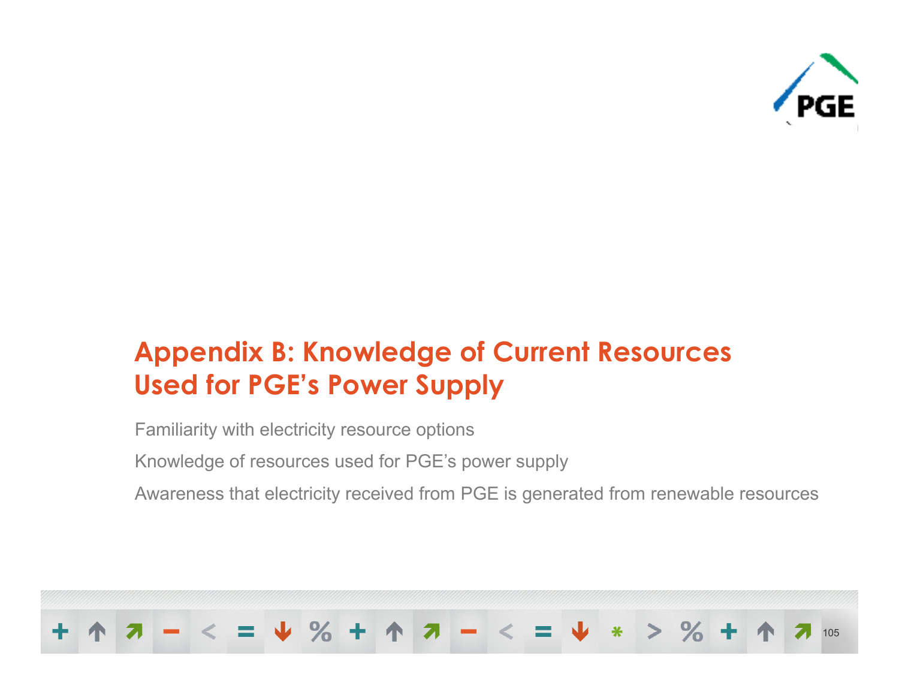# Appendix B: Knowledge of Current Resources Used for PGE's Power Supply

Familiarity with electricity resource options

Knowledge of resources used for PGE's power supply

Awareness that electricity received from PGE is generated from renewable resources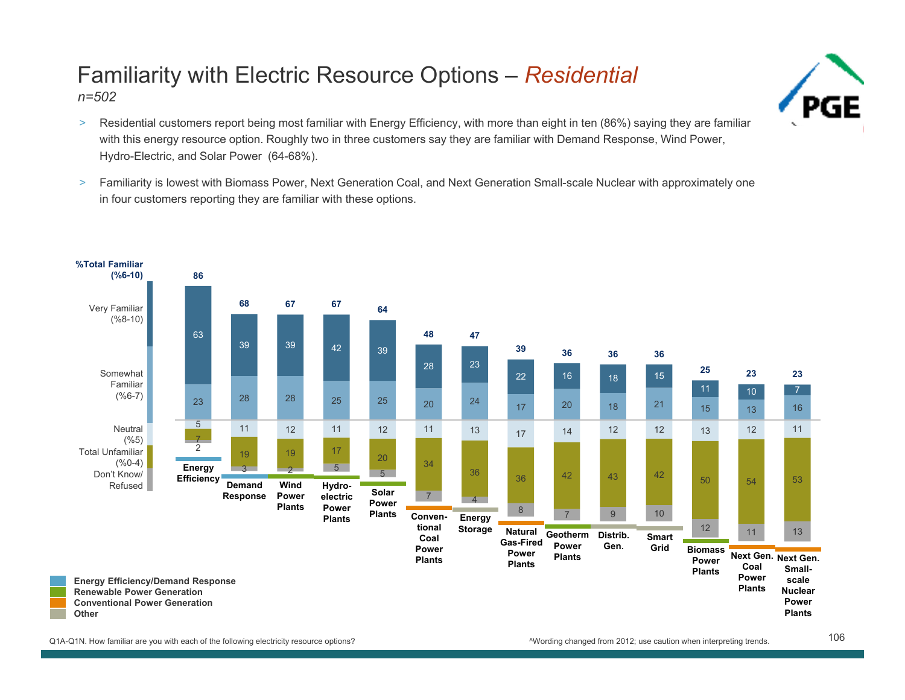# Familiarity with Electric Resource Options – *Residential*

*n=502*

> Residential customers report being most familiar with Energy Efficiency, with more than eight in ten (86%) saying they are familiar with this energy resource option. Roughly two in three customers say they are familiar with Demand Response, Wind Power, Hydro-Electric, and Solar Power (64-68%).

> Familiarity is lowest with Biomass Power, Next Generation Coal, and Next Generation Small-scale Nuclear with approximately one in four customers reporting they are familiar with these options.

| Resource Option | %Total Familiar (%6-10) | Very Familiar (%8-10) | Somewhat Familiar (%6-7) | Neutral (%5) | Total Unfamiliar (%0-4) | Don't Know/ Refused |
|---|---|---|---|---|---|---|
| Energy Efficiency | 86 | 63 | 23 | 5 | 7 | 2 |
| Demand Response | 68 | 39 | 28 | 11 | 19 | 3 |
| Wind Power Plants | 67 | 39 | 28 | 12 | 19 | 2 |
| Hydro-electric Power Plants | 67 | 42 | 25 | 11 | 17 | 5 |
| Solar Power Plants | 64 | 39 | 25 | 12 | 20 | 5 |
| Conventional Coal Power Plants | 48 | 28 | 20 | 11 | 34 | 7 |
| Energy Storage | 47 | 23 | 24 | 13 | 36 | 4 |
| Natural Gas-Fired Power Plants | 39 | 22 | 17 | 17 | 36 | 8 |
| Geotherm Power Plants | 36 | 16 | 20 | 14 | 42 | 7 |
| Distrib. Gen. | 36 | 18 | 18 | 12 | 43 | 9 |
| Smart Grid | 36 | 15 | 21 | 12 | 42 | 10 |
| Biomass Power Plants | 25 | 11 | 15 | 13 | 50 | 12 |
| Next Gen. Coal Power Plants | 23 | 10 | 13 | 12 | 54 | 11 |
| Next Gen. Small-scale Nuclear Power Plants | 23 | 7 | 16 | 11 | 53 | 13 |

Legend: Energy Efficiency/Demand Response; Renewable Power Generation; Conventional Power Generation; Other

Q1A-Q1N. How familiar are you with each of the following electricity resource options?

^Wording changed from 2012; use caution when interpreting trends.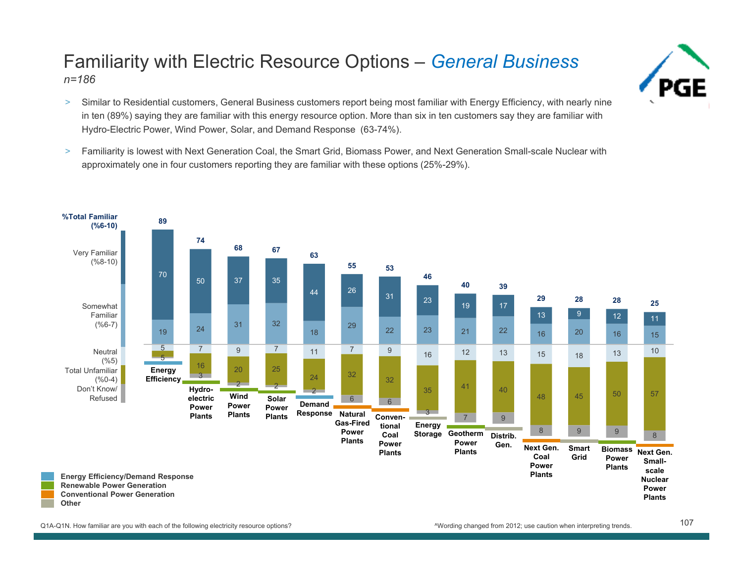# Familiarity with Electric Resource Options – *General Business*

*n=186*

- Similar to Residential customers, General Business customers report being most familiar with Energy Efficiency, with nearly nine in ten (89%) saying they are familiar with this energy resource option. More than six in ten customers say they are familiar with Hydro-Electric Power, Wind Power, Solar, and Demand Response (63-74%).
- Familiarity is lowest with Next Generation Coal, the Smart Grid, Biomass Power, and Next Generation Small-scale Nuclear with approximately one in four customers reporting they are familiar with these options (25%-29%).

| Resource Option | %Total Familiar (%6-10) | Very Familiar (%8-10) | Somewhat Familiar (%6-7) | Neutral (%5) | Total Unfamiliar (%0-4) | Don't Know/ Refused |
|---|---|---|---|---|---|---|
| Energy Efficiency | 89 | 70 | 19 | 5 | 5 | |
| Hydro-electric Power Plants | 74 | 50 | 24 | 7 | 16 | 3 |
| Wind Power Plants | 68 | 37 | 31 | 9 | 20 | 2 |
| Solar Power Plants | 67 | 35 | 32 | 7 | 25 | 2 |
| Demand Response | 63 | 44 | 18 | 11 | 24 | 2 |
| Natural Gas-Fired Power Plants | 55 | 26 | 29 | 7 | 32 | 6 |
| Conventional Coal Power Plants | 53 | 31 | 22 | 9 | 32 | 6 |
| Energy Storage | 46 | 23 | 23 | 16 | 35 | 3 |
| Geotherm Power Plants | 40 | 19 | 21 | 12 | 41 | 7 |
| Distrib. Gen. | 39 | 17 | 22 | 13 | 40 | 9 |
| Next Gen. Coal Power Plants | 29 | 13 | 16 | 15 | 48 | 8 |
| Smart Grid | 28 | 9 | 20 | 18 | 45 | 9 |
| Biomass Power Plants | 28 | 12 | 16 | 13 | 50 | 9 |
| Next Gen. Small-scale Nuclear Power Plants | 25 | 11 | 15 | 10 | 57 | 8 |

Legend: Energy Efficiency/Demand Response; Renewable Power Generation; Conventional Power Generation; Other

Q1A-Q1N. How familiar are you with each of the following electricity resource options?

^Wording changed from 2012; use caution when interpreting trends.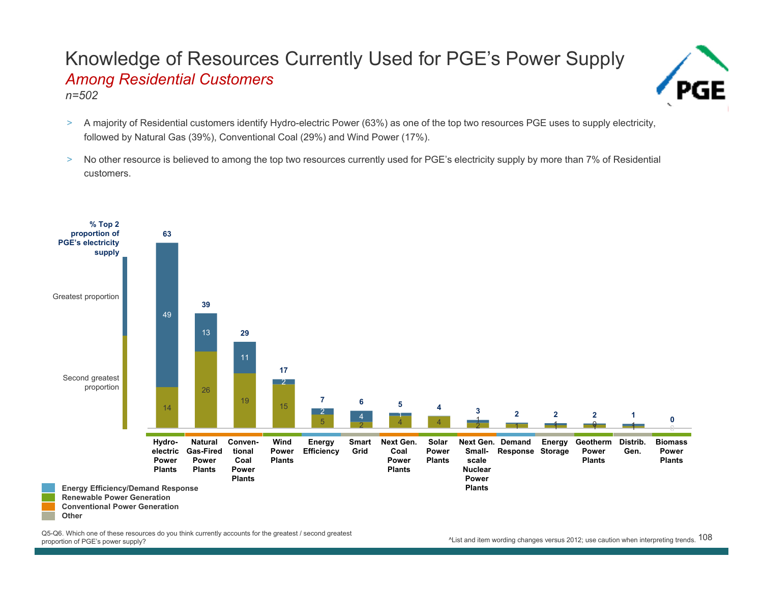# Knowledge of Resources Currently Used for PGE's Power Supply

*Among Residential Customers*

*n=502*

- A majority of Residential customers identify Hydro-electric Power (63%) as one of the top two resources PGE uses to supply electricity, followed by Natural Gas (39%), Conventional Coal (29%) and Wind Power (17%).
- No other resource is believed to among the top two resources currently used for PGE's electricity supply by more than 7% of Residential customers.

**% Top 2 proportion of PGE's electricity supply**

| Resource | Category | Greatest proportion | Second greatest proportion | % Top 2 |
|---|---|---|---|---|
| Hydro-electric Power Plants | Renewable Power Generation | 49 | 14 | 63 |
| Natural Gas-Fired Power Plants | Conventional Power Generation | 13 | 26 | 39 |
| Conventional Coal Power Plants | Conventional Power Generation | 11 | 19 | 29 |
| Wind Power Plants | Renewable Power Generation | 2 | 15 | 17 |
| Energy Efficiency | Energy Efficiency/Demand Response | 2 | 5 | 7 |
| Smart Grid | Other | 4 | 2 | 6 |
| Next Gen. Coal Power Plants | Conventional Power Generation | 1 | 4 | 5 |
| Solar Power Plants | Renewable Power Generation | | 4 | 4 |
| Next Gen. Small-scale Nuclear Power Plants | Conventional Power Generation | 1 | 2 | 3 |
| Demand Response | Energy Efficiency/Demand Response | | 1 | 2 |
| Energy Storage | Other | 1 | 1 | 2 |
| Geotherm Power Plants | Renewable Power Generation | 0 | 1 | 2 |
| Distrib. Gen. | Other | 1 | 1 | 1 |
| Biomass Power Plants | Renewable Power Generation | | 0 | 0 |

Legend: Energy Efficiency/Demand Response; Renewable Power Generation; Conventional Power Generation; Other

Q5-Q6. Which one of these resources do you think currently accounts for the greatest / second greatest proportion of PGE's power supply?

^List and item wording changes versus 2012; use caution when interpreting trends.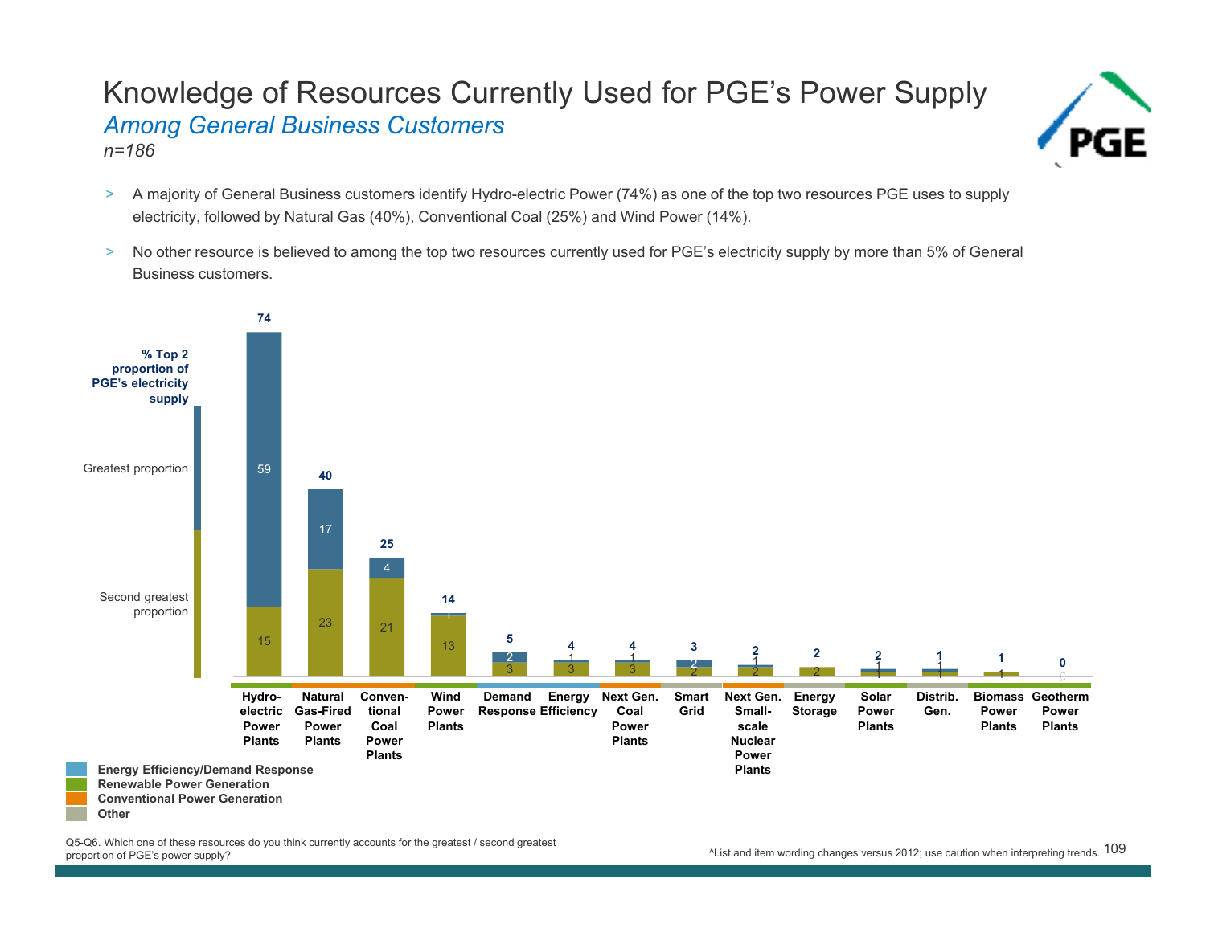# Knowledge of Resources Currently Used for PGE's Power Supply

*Among General Business Customers*

*n=186*

- A majority of General Business customers identify Hydro-electric Power (74%) as one of the top two resources PGE uses to supply electricity, followed by Natural Gas (40%), Conventional Coal (25%) and Wind Power (14%).
- No other resource is believed to among the top two resources currently used for PGE's electricity supply by more than 5% of General Business customers.

**% Top 2 proportion of PGE's electricity supply**

| Resource | Category | Greatest proportion | Second greatest proportion | % Top 2 |
|---|---|---|---|---|
| Hydro-electric Power Plants | Renewable Power Generation | 59 | 15 | 74 |
| Natural Gas-Fired Power Plants | Conventional Power Generation | 17 | 23 | 40 |
| Conventional Coal Power Plants | Conventional Power Generation | 4 | 21 | 25 |
| Wind Power Plants | Renewable Power Generation | 1 | 13 | 14 |
| Demand Response | Energy Efficiency/Demand Response | 2 | 3 | 5 |
| Energy Efficiency | Energy Efficiency/Demand Response | 1 | 3 | 4 |
| Next Gen. Coal Power Plants | Conventional Power Generation | 1 | 3 | 4 |
| Smart Grid | Other | 2 | 2 | 3 |
| Next Gen. Small-scale Nuclear Power Plants | Conventional Power Generation | 1 | 2 | 2 |
| Energy Storage | Other | | 2 | 2 |
| Solar Power Plants | Renewable Power Generation | 1 | 1 | 2 |
| Distrib. Gen. | Other | 1 | 1 | 1 |
| Biomass Power Plants | Renewable Power Generation | | 1 | 1 |
| Geotherm Power Plants | Renewable Power Generation | | 0 | 0 |

Legend: Energy Efficiency/Demand Response; Renewable Power Generation; Conventional Power Generation; Other

Q5-Q6. Which one of these resources do you think currently accounts for the greatest / second greatest proportion of PGE's power supply?

^List and item wording changes versus 2012; use caution when interpreting trends.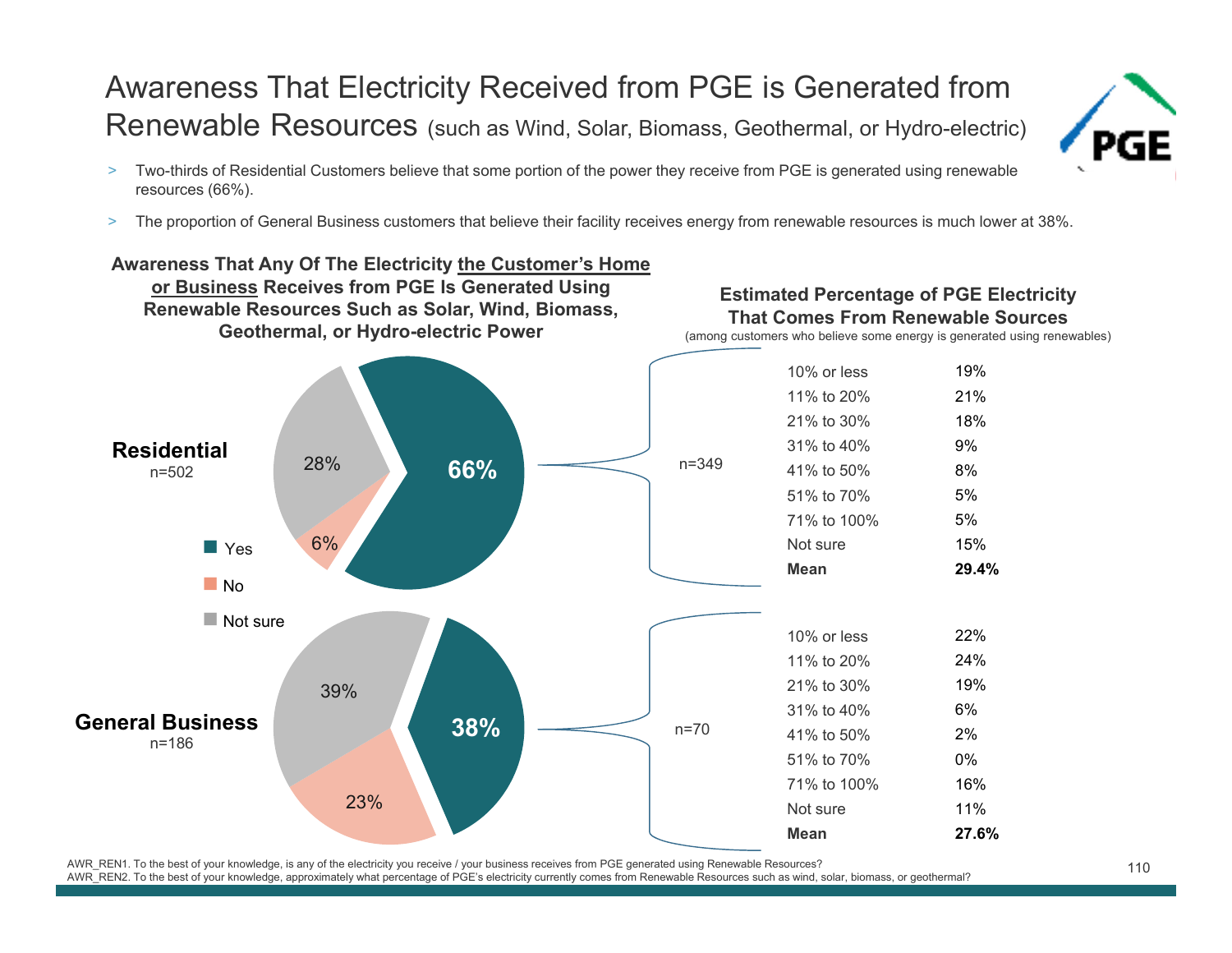# Awareness That Electricity Received from PGE is Generated from Renewable Resources (such as Wind, Solar, Biomass, Geothermal, or Hydro-electric)

> Two-thirds of Residential Customers believe that some portion of the power they receive from PGE is generated using renewable resources (66%).

> The proportion of General Business customers that believe their facility receives energy from renewable resources is much lower at 38%.

**Awareness That Any Of The Electricity the Customer's Home or Business Receives from PGE Is Generated Using Renewable Resources Such as Solar, Wind, Biomass, Geothermal, or Hydro-electric Power**

| Segment | Yes | No | Not sure |
|---|---|---|---|
| Residential (n=502) | 66% | 6% | 28% |
| General Business (n=186) | 38% | 23% | 39% |

**Estimated Percentage of PGE Electricity That Comes From Renewable Sources**
(among customers who believe some energy is generated using renewables)

| | Residential (n=349) | General Business (n=70) |
|---|---|---|
| 10% or less | 19% | 22% |
| 11% to 20% | 21% | 24% |
| 21% to 30% | 18% | 19% |
| 31% to 40% | 9% | 6% |
| 41% to 50% | 8% | 2% |
| 51% to 70% | 5% | 0% |
| 71% to 100% | 5% | 16% |
| Not sure | 15% | 11% |
| **Mean** | **29.4%** | **27.6%** |

AWR_REN1. To the best of your knowledge, is any of the electricity you receive / your business receives from PGE generated using Renewable Resources?
AWR_REN2. To the best of your knowledge, approximately what percentage of PGE's electricity currently comes from Renewable Resources such as wind, solar, biomass, or geothermal?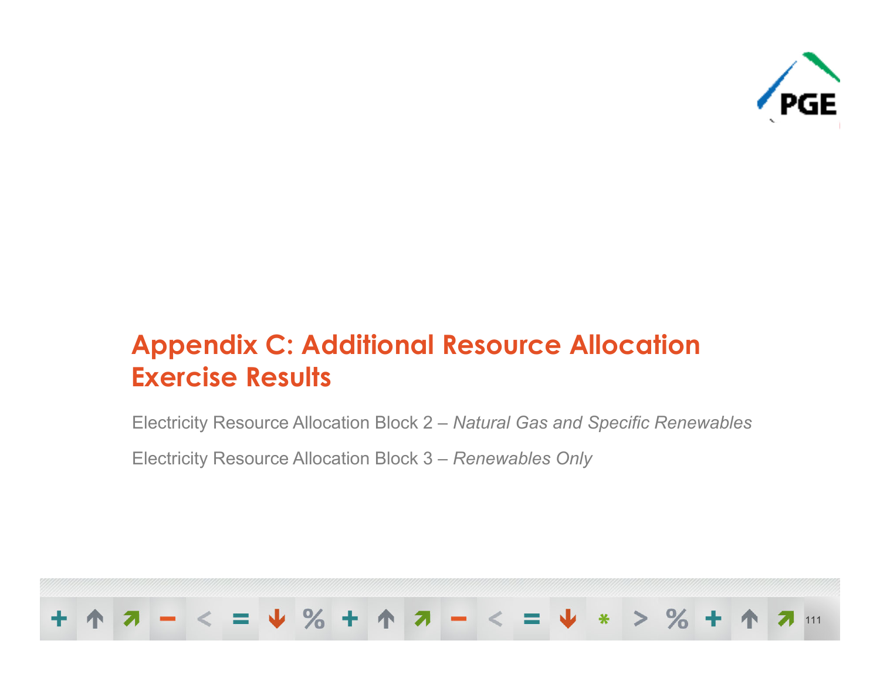# Appendix C: Additional Resource Allocation Exercise Results

Electricity Resource Allocation Block 2 – *Natural Gas and Specific Renewables*

Electricity Resource Allocation Block 3 – *Renewables Only*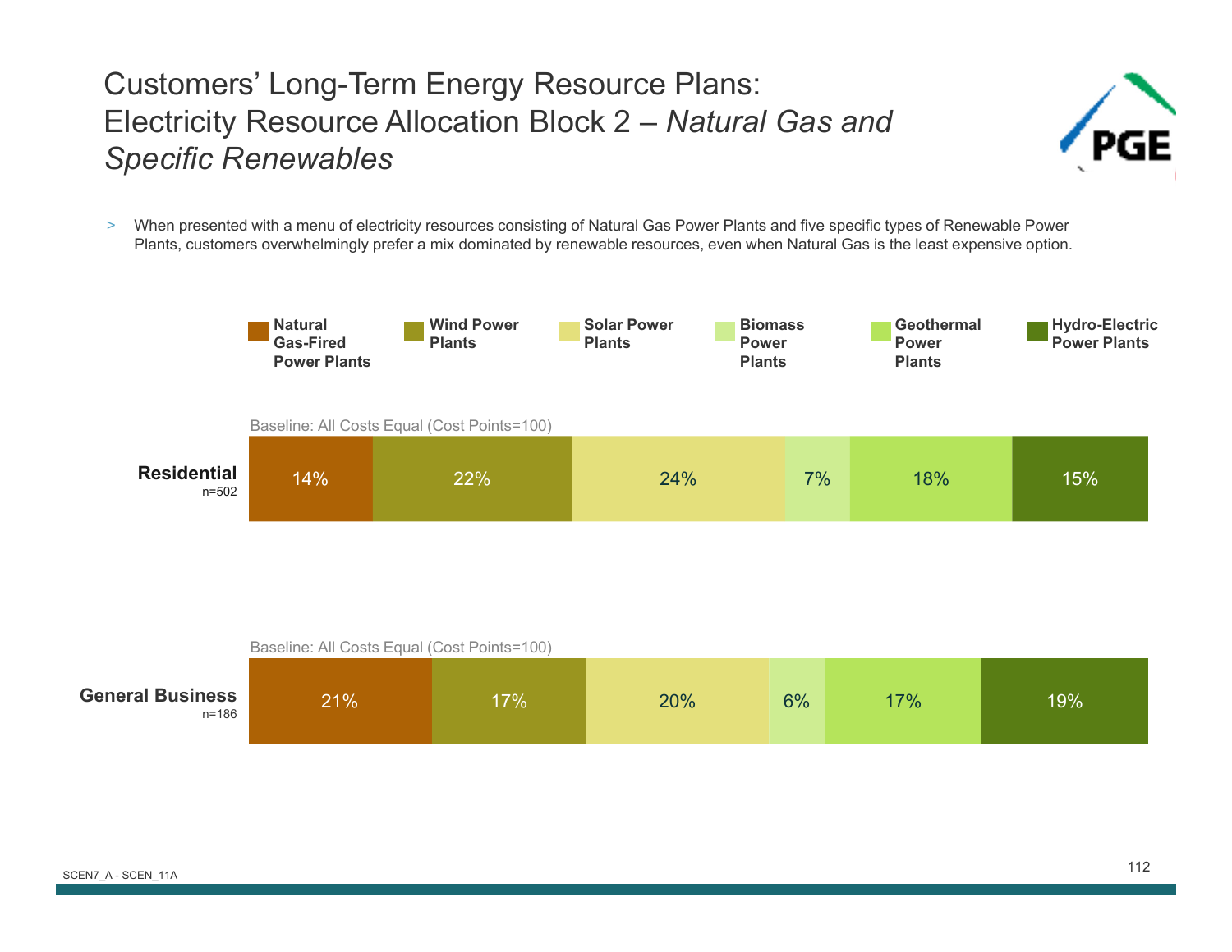# Customers' Long-Term Energy Resource Plans: Electricity Resource Allocation Block 2 – *Natural Gas and Specific Renewables*

> When presented with a menu of electricity resources consisting of Natural Gas Power Plants and five specific types of Renewable Power Plants, customers overwhelmingly prefer a mix dominated by renewable resources, even when Natural Gas is the least expensive option.

Baseline: All Costs Equal (Cost Points=100)

| | Natural Gas-Fired Power Plants | Wind Power Plants | Solar Power Plants | Biomass Power Plants | Geothermal Power Plants | Hydro-Electric Power Plants |
|---|---|---|---|---|---|---|
| **Residential** n=502 | 14% | 22% | 24% | 7% | 18% | 15% |
| **General Business** n=186 | 21% | 17% | 20% | 6% | 17% | 19% |

SCEN7_A - SCEN_11A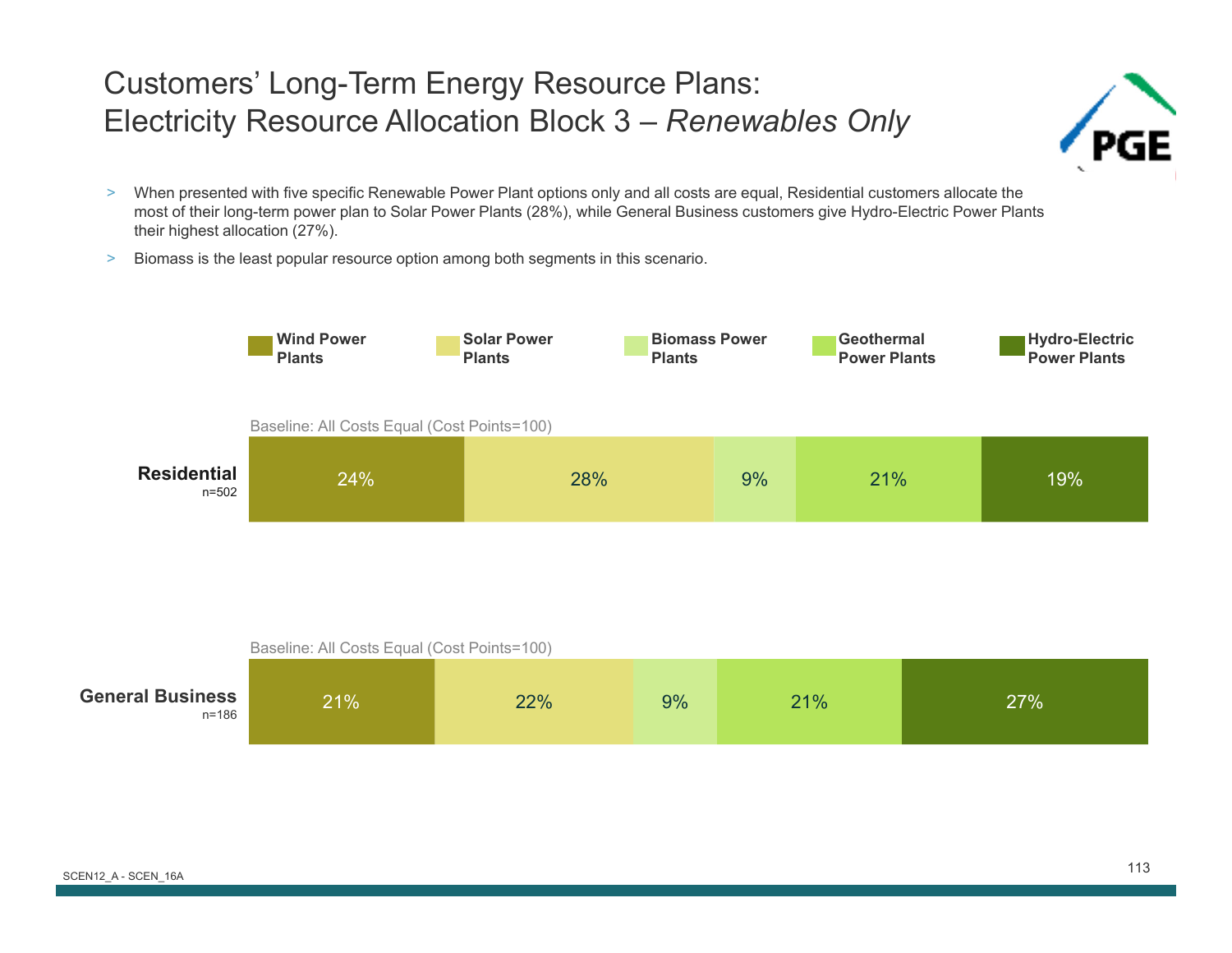# Customers' Long-Term Energy Resource Plans: Electricity Resource Allocation Block 3 – *Renewables Only*

- When presented with five specific Renewable Power Plant options only and all costs are equal, Residential customers allocate the most of their long-term power plan to Solar Power Plants (28%), while General Business customers give Hydro-Electric Power Plants their highest allocation (27%).
- Biomass is the least popular resource option among both segments in this scenario.

Baseline: All Costs Equal (Cost Points=100)

| Segment | Wind Power Plants | Solar Power Plants | Biomass Power Plants | Geothermal Power Plants | Hydro-Electric Power Plants |
|---|---|---|---|---|---|
| Residential (n=502) | 24% | 28% | 9% | 21% | 19% |
| General Business (n=186) | 21% | 22% | 9% | 21% | 27% |

SCEN12_A - SCEN_16A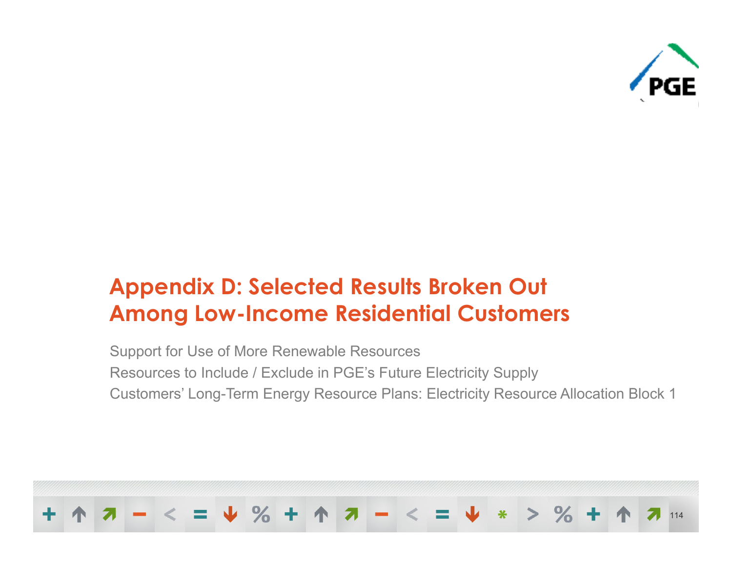# Appendix D: Selected Results Broken Out Among Low-Income Residential Customers

Support for Use of More Renewable Resources

Resources to Include / Exclude in PGE's Future Electricity Supply

Customers' Long-Term Energy Resource Plans: Electricity Resource Allocation Block 1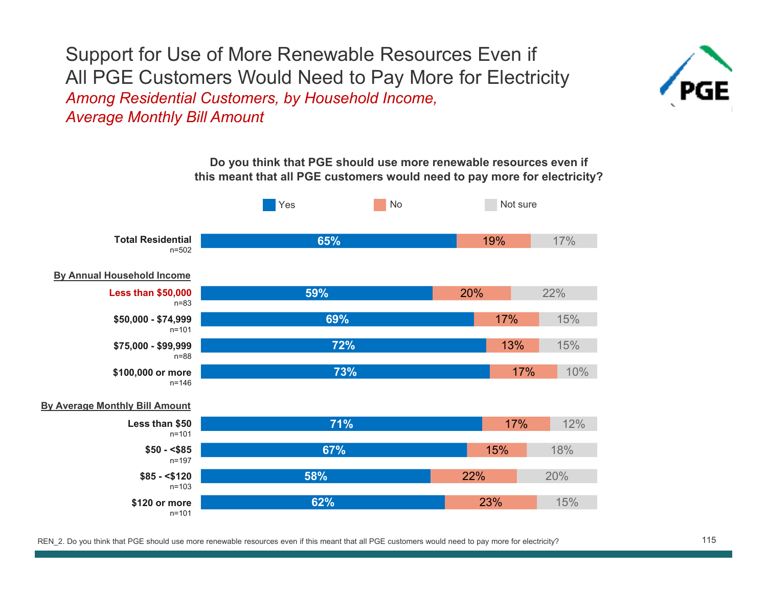# Support for Use of More Renewable Resources Even if All PGE Customers Would Need to Pay More for Electricity

*Among Residential Customers, by Household Income, Average Monthly Bill Amount*

**Do you think that PGE should use more renewable resources even if this meant that all PGE customers would need to pay more for electricity?**

| | Yes | No | Not sure |
|---|---|---|---|
| **Total Residential** (n=502) | 65% | 19% | 17% |
| **By Annual Household Income** | | | |
| **Less than $50,000** (n=83) | 59% | 20% | 22% |
| **$50,000 - $74,999** (n=101) | 69% | 17% | 15% |
| **$75,000 - $99,999** (n=88) | 72% | 13% | 15% |
| **$100,000 or more** (n=146) | 73% | 17% | 10% |
| **By Average Monthly Bill Amount** | | | |
| **Less than $50** (n=101) | 71% | 17% | 12% |
| **$50 - <$85** (n=197) | 67% | 15% | 18% |
| **$85 - <$120** (n=103) | 58% | 22% | 20% |
| **$120 or more** (n=101) | 62% | 23% | 15% |

REN_2. Do you think that PGE should use more renewable resources even if this meant that all PGE customers would need to pay more for electricity?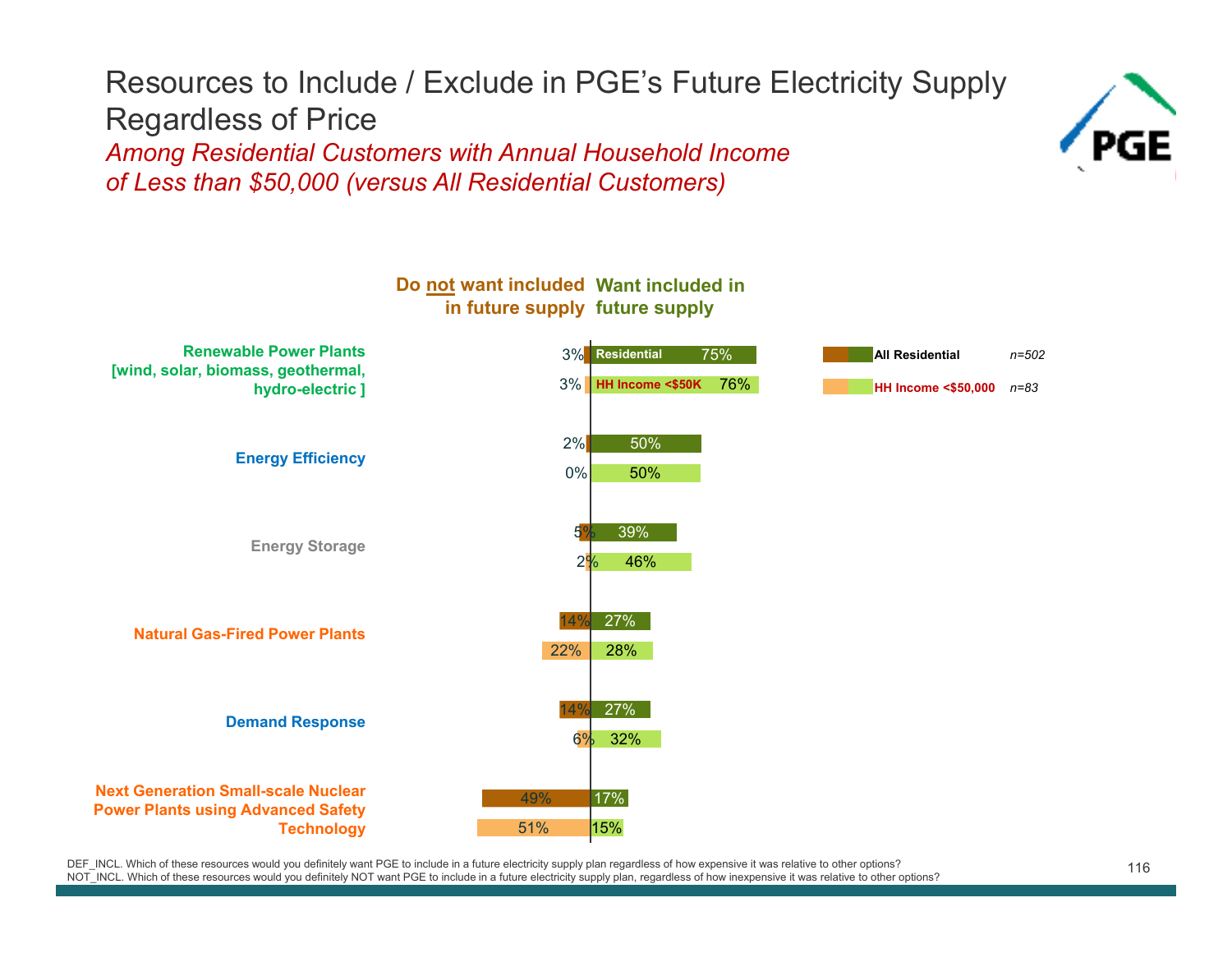# Resources to Include / Exclude in PGE's Future Electricity Supply Regardless of Price

*Among Residential Customers with Annual Household Income of Less than $50,000 (versus All Residential Customers)*

| Resource | Group | Do not want included in future supply | Want included in future supply |
|---|---|---|---|
| Renewable Power Plants [wind, solar, biomass, geothermal, hydro-electric ] | Residential | 3% | 75% |
| | HH Income <$50K | 3% | 76% |
| Energy Efficiency | Residential | 2% | 50% |
| | HH Income <$50K | 0% | 50% |
| Energy Storage | Residential | 5% | 39% |
| | HH Income <$50K | 2% | 46% |
| Natural Gas-Fired Power Plants | Residential | 14% | 27% |
| | HH Income <$50K | 22% | 28% |
| Demand Response | Residential | 14% | 27% |
| | HH Income <$50K | 6% | 32% |
| Next Generation Small-scale Nuclear Power Plants using Advanced Safety Technology | Residential | 49% | 17% |
| | HH Income <$50K | 51% | 15% |

All Residential *n=502*
HH Income <$50,000 *n=83*

DEF_INCL. Which of these resources would you definitely want PGE to include in a future electricity supply plan regardless of how expensive it was relative to other options?
NOT_INCL. Which of these resources would you definitely NOT want PGE to include in a future electricity supply plan, regardless of how inexpensive it was relative to other options?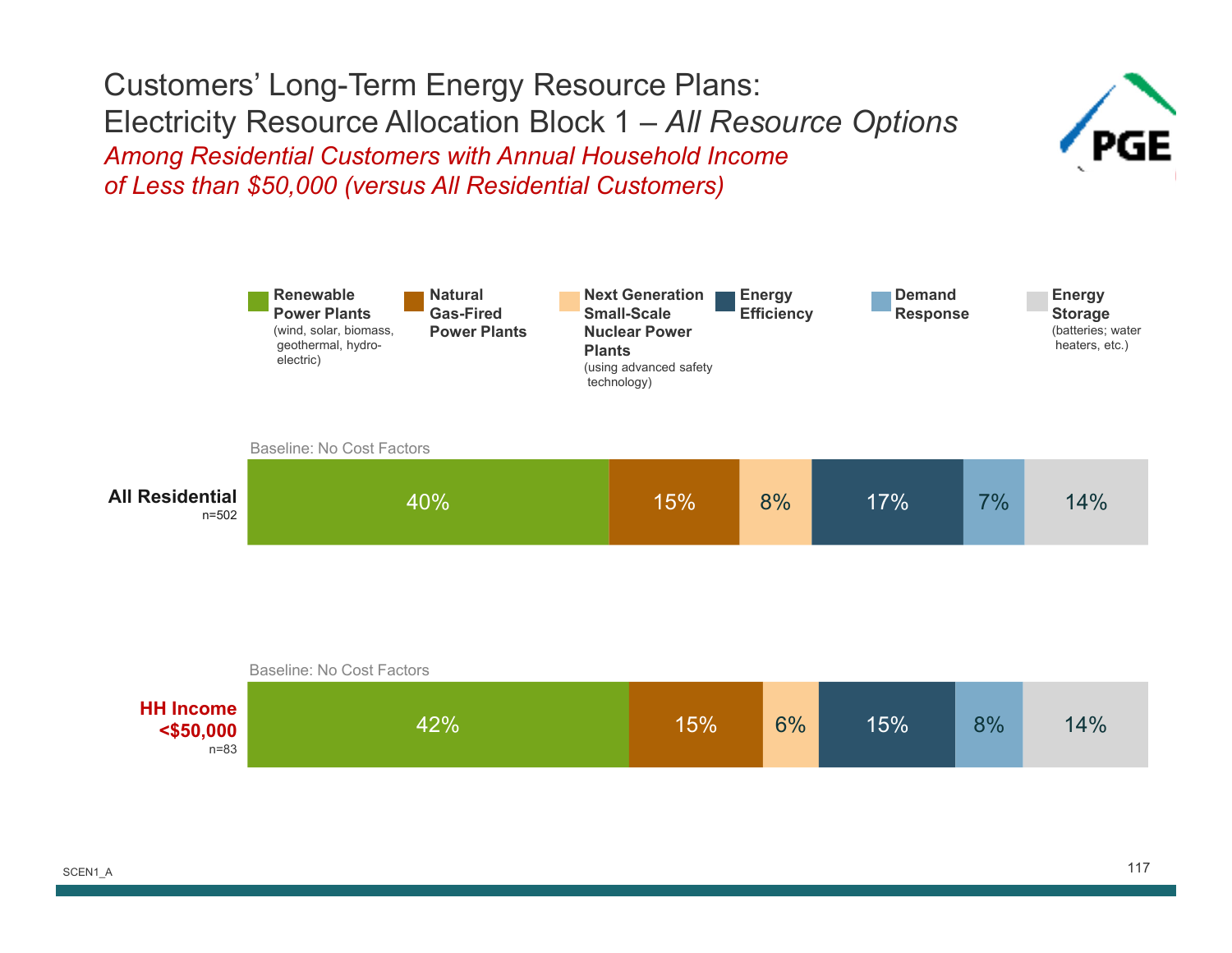# Customers' Long-Term Energy Resource Plans: Electricity Resource Allocation Block 1 – *All Resource Options*

*Among Residential Customers with Annual Household Income of Less than $50,000 (versus All Residential Customers)*

Baseline: No Cost Factors

| Group | Renewable Power Plants (wind, solar, biomass, geothermal, hydro-electric) | Natural Gas-Fired Power Plants | Next Generation Small-Scale Nuclear Power Plants (using advanced safety technology) | Energy Efficiency | Demand Response | Energy Storage (batteries; water heaters, etc.) |
|---|---|---|---|---|---|---|
| All Residential (n=502) | 40% | 15% | 8% | 17% | 7% | 14% |
| HH Income <$50,000 (n=83) | 42% | 15% | 6% | 15% | 8% | 14% |

SCEN1_A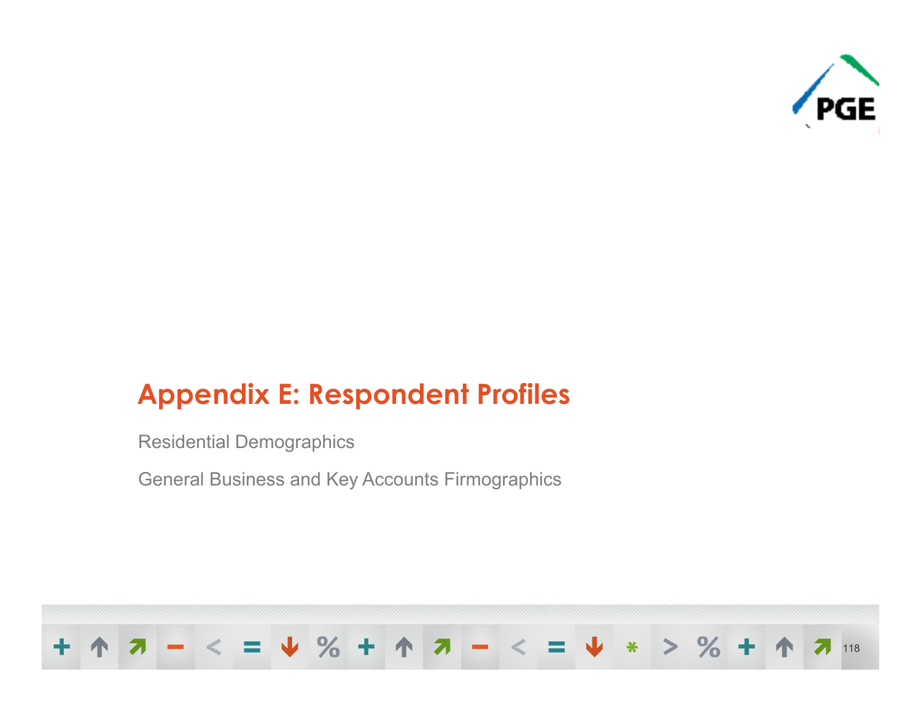# Appendix E: Respondent Profiles

Residential Demographics

General Business and Key Accounts Firmographics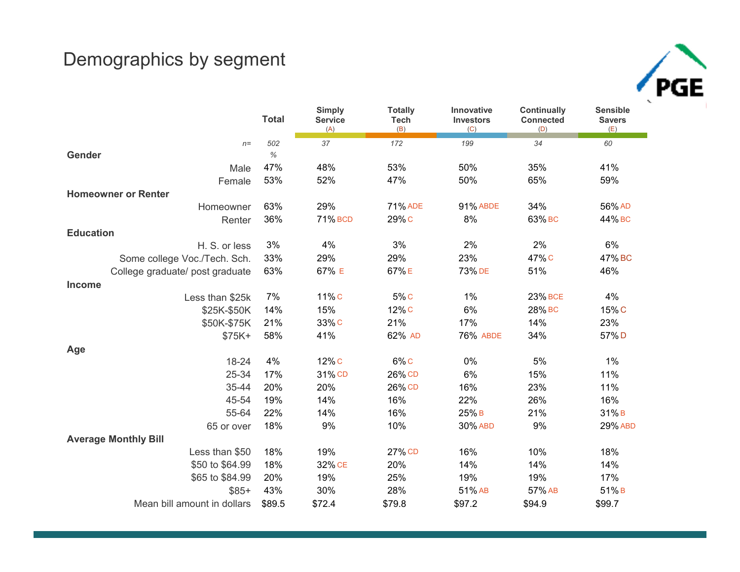# Demographics by segment

| | Total | Simply Service (A) | Totally Tech (B) | Innovative Investors (C) | Continually Connected (D) | Sensible Savers (E) |
|---|---|---|---|---|---|---|
| n= | 502 | 37 | 172 | 199 | 34 | 60 |
| **Gender** | % | | | | | |
| Male | 47% | 48% | 53% | 50% | 35% | 41% |
| Female | 53% | 52% | 47% | 50% | 65% | 59% |
| **Homeowner or Renter** | | | | | | |
| Homeowner | 63% | 29% | 71% ADE | 91% ABDE | 34% | 56% AD |
| Renter | 36% | 71% BCD | 29% C | 8% | 63% BC | 44% BC |
| **Education** | | | | | | |
| H. S. or less | 3% | 4% | 3% | 2% | 2% | 6% |
| Some college Voc./Tech. Sch. | 33% | 29% | 29% | 23% | 47% C | 47% BC |
| College graduate/ post graduate | 63% | 67% E | 67% E | 73% DE | 51% | 46% |
| **Income** | | | | | | |
| Less than $25k | 7% | 11% C | 5% C | 1% | 23% BCE | 4% |
| $25K-$50K | 14% | 15% | 12% C | 6% | 28% BC | 15% C |
| $50K-$75K | 21% | 33% C | 21% | 17% | 14% | 23% |
| $75K+ | 58% | 41% | 62% AD | 76% ABDE | 34% | 57% D |
| **Age** | | | | | | |
| 18-24 | 4% | 12% C | 6% C | 0% | 5% | 1% |
| 25-34 | 17% | 31% CD | 26% CD | 6% | 15% | 11% |
| 35-44 | 20% | 20% | 26% CD | 16% | 23% | 11% |
| 45-54 | 19% | 14% | 16% | 22% | 26% | 16% |
| 55-64 | 22% | 14% | 16% | 25% B | 21% | 31% B |
| 65 or over | 18% | 9% | 10% | 30% ABD | 9% | 29% ABD |
| **Average Monthly Bill** | | | | | | |
| Less than $50 | 18% | 19% | 27% CD | 16% | 10% | 18% |
| $50 to $64.99 | 18% | 32% CE | 20% | 14% | 14% | 14% |
| $65 to $84.99 | 20% | 19% | 25% | 19% | 19% | 17% |
| $85+ | 43% | 30% | 28% | 51% AB | 57% AB | 51% B |
| Mean bill amount in dollars | $89.5 | $72.4 | $79.8 | $97.2 | $94.9 | $99.7 |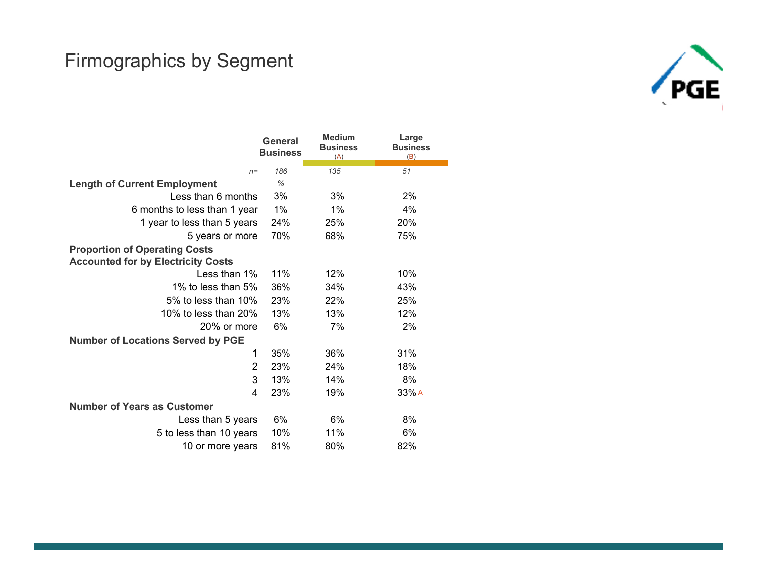# Firmographics by Segment

| | General Business | Medium Business (A) | Large Business (B) |
|---|---|---|---|
| n= | 186 | 135 | 51 |
| | % | | |
| **Length of Current Employment** | | | |
| Less than 6 months | 3% | 3% | 2% |
| 6 months to less than 1 year | 1% | 1% | 4% |
| 1 year to less than 5 years | 24% | 25% | 20% |
| 5 years or more | 70% | 68% | 75% |
| **Proportion of Operating Costs Accounted for by Electricity Costs** | | | |
| Less than 1% | 11% | 12% | 10% |
| 1% to less than 5% | 36% | 34% | 43% |
| 5% to less than 10% | 23% | 22% | 25% |
| 10% to less than 20% | 13% | 13% | 12% |
| 20% or more | 6% | 7% | 2% |
| **Number of Locations Served by PGE** | | | |
| 1 | 35% | 36% | 31% |
| 2 | 23% | 24% | 18% |
| 3 | 13% | 14% | 8% |
| 4 | 23% | 19% | 33% A |
| **Number of Years as Customer** | | | |
| Less than 5 years | 6% | 6% | 8% |
| 5 to less than 10 years | 10% | 11% | 6% |
| 10 or more years | 81% | 80% | 82% |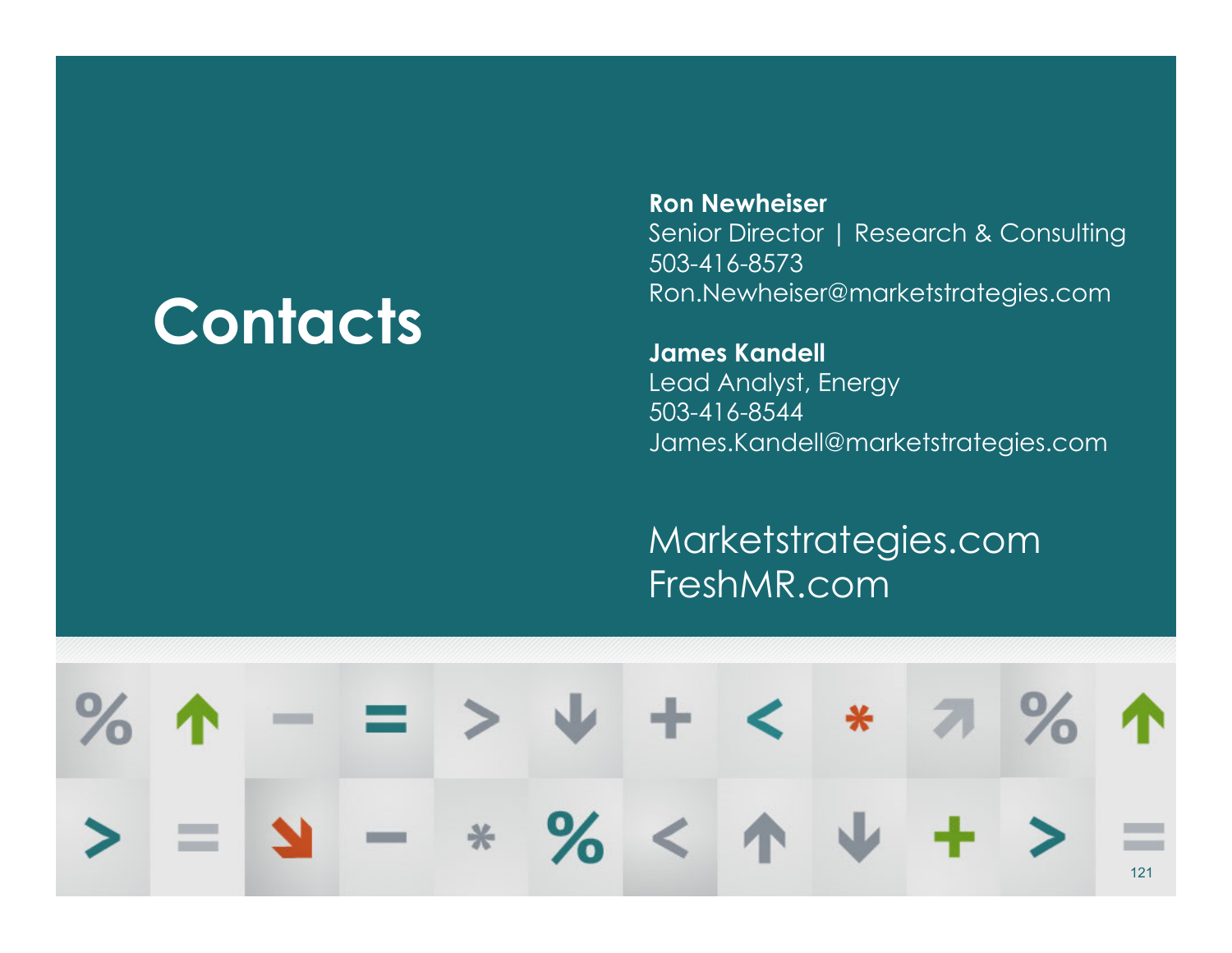# Contacts

**Ron Newheiser**
Senior Director | Research & Consulting
503-416-8573
Ron.Newheiser@marketstrategies.com

**James Kandell**
Lead Analyst, Energy
503-416-8544
James.Kandell@marketstrategies.com

Marketstrategies.com
FreshMR.com